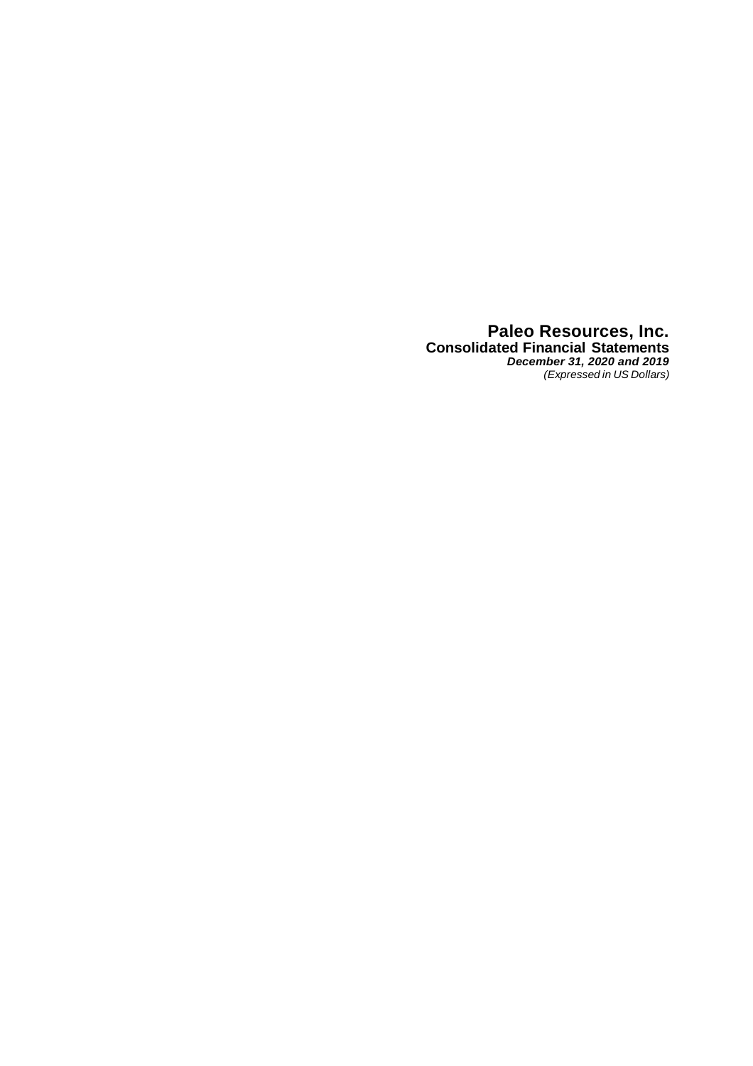# Paleo Resources, Inc.

## Consolidated Financial Statements

***December 31, 2020 and 2019***

*(Expressed in US Dollars)*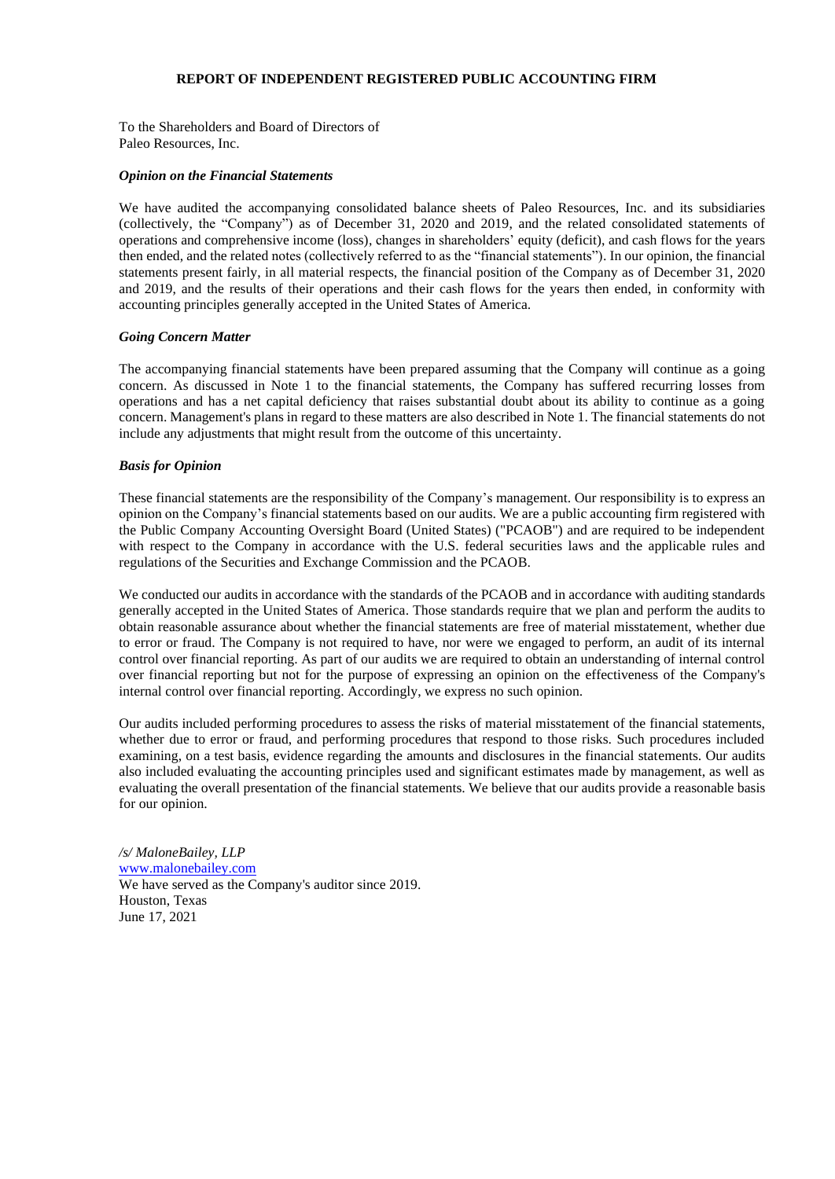# REPORT OF INDEPENDENT REGISTERED PUBLIC ACCOUNTING FIRM

To the Shareholders and Board of Directors of
Paleo Resources, Inc.

### *Opinion on the Financial Statements*

We have audited the accompanying consolidated balance sheets of Paleo Resources, Inc. and its subsidiaries (collectively, the "Company") as of December 31, 2020 and 2019, and the related consolidated statements of operations and comprehensive income (loss), changes in shareholders' equity (deficit), and cash flows for the years then ended, and the related notes (collectively referred to as the "financial statements"). In our opinion, the financial statements present fairly, in all material respects, the financial position of the Company as of December 31, 2020 and 2019, and the results of their operations and their cash flows for the years then ended, in conformity with accounting principles generally accepted in the United States of America.

### *Going Concern Matter*

The accompanying financial statements have been prepared assuming that the Company will continue as a going concern. As discussed in Note 1 to the financial statements, the Company has suffered recurring losses from operations and has a net capital deficiency that raises substantial doubt about its ability to continue as a going concern. Management's plans in regard to these matters are also described in Note 1. The financial statements do not include any adjustments that might result from the outcome of this uncertainty.

### *Basis for Opinion*

These financial statements are the responsibility of the Company's management. Our responsibility is to express an opinion on the Company's financial statements based on our audits. We are a public accounting firm registered with the Public Company Accounting Oversight Board (United States) ("PCAOB") and are required to be independent with respect to the Company in accordance with the U.S. federal securities laws and the applicable rules and regulations of the Securities and Exchange Commission and the PCAOB.

We conducted our audits in accordance with the standards of the PCAOB and in accordance with auditing standards generally accepted in the United States of America. Those standards require that we plan and perform the audits to obtain reasonable assurance about whether the financial statements are free of material misstatement, whether due to error or fraud. The Company is not required to have, nor were we engaged to perform, an audit of its internal control over financial reporting. As part of our audits we are required to obtain an understanding of internal control over financial reporting but not for the purpose of expressing an opinion on the effectiveness of the Company's internal control over financial reporting. Accordingly, we express no such opinion.

Our audits included performing procedures to assess the risks of material misstatement of the financial statements, whether due to error or fraud, and performing procedures that respond to those risks. Such procedures included examining, on a test basis, evidence regarding the amounts and disclosures in the financial statements. Our audits also included evaluating the accounting principles used and significant estimates made by management, as well as evaluating the overall presentation of the financial statements. We believe that our audits provide a reasonable basis for our opinion.

*/s/ MaloneBailey, LLP*
www.malonebailey.com
We have served as the Company's auditor since 2019.
Houston, Texas
June 17, 2021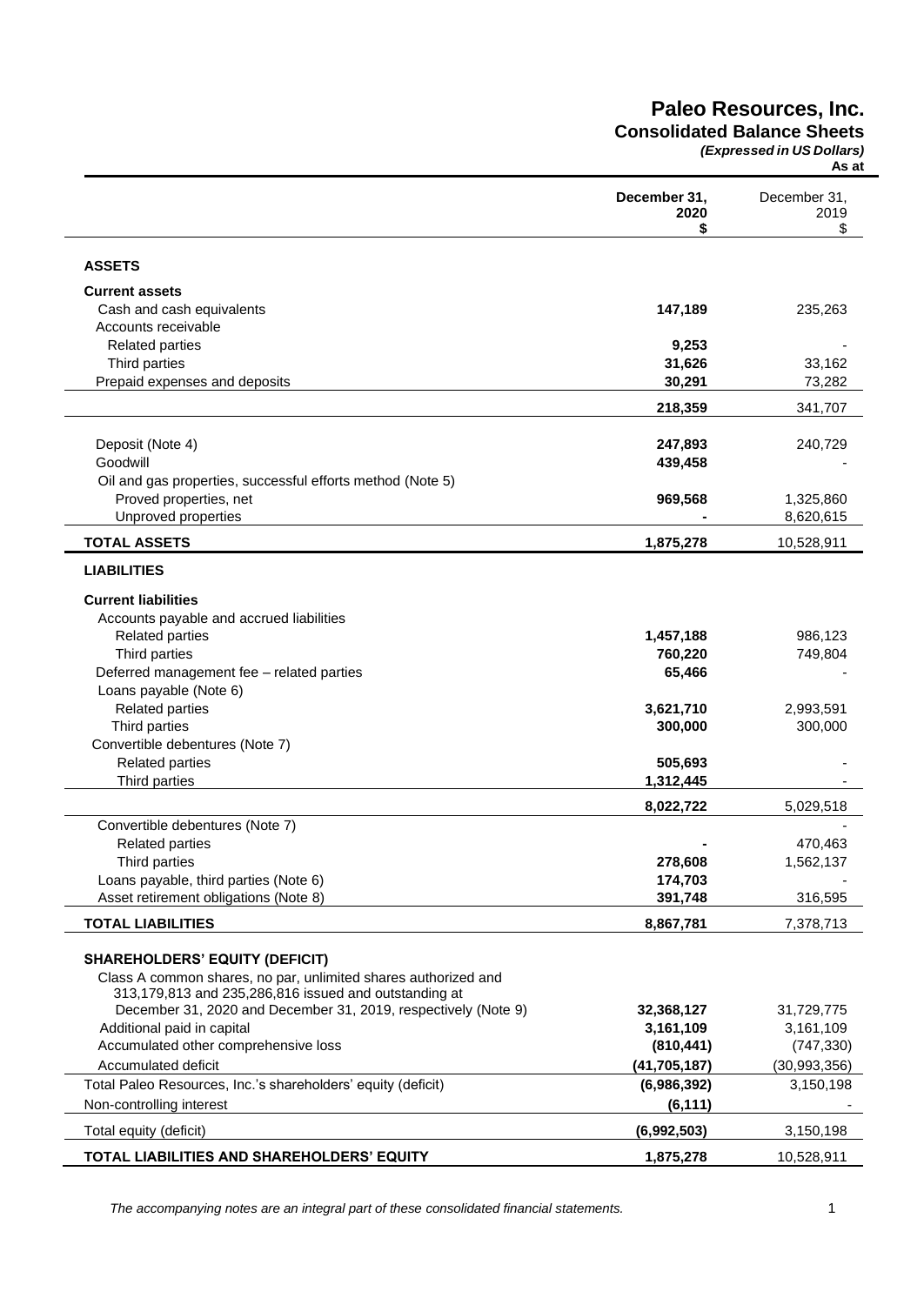# Paleo Resources, Inc.

## Consolidated Balance Sheets

*(Expressed in US Dollars)*

**As at**

| | **December 31, 2020 $** | December 31, 2019 $ |
|---|---|---|
| **ASSETS** | | |
| **Current assets** | | |
| Cash and cash equivalents | **147,189** | 235,263 |
| Accounts receivable | | |
| Related parties | **9,253** | - |
| Third parties | **31,626** | 33,162 |
| Prepaid expenses and deposits | **30,291** | 73,282 |
| | **218,359** | 341,707 |
| Deposit (Note 4) | **247,893** | 240,729 |
| Goodwill | **439,458** | - |
| Oil and gas properties, successful efforts method (Note 5) | | |
| Proved properties, net | **969,568** | 1,325,860 |
| Unproved properties | **-** | 8,620,615 |
| **TOTAL ASSETS** | **1,875,278** | 10,528,911 |
| **LIABILITIES** | | |
| **Current liabilities** | | |
| Accounts payable and accrued liabilities | | |
| Related parties | **1,457,188** | 986,123 |
| Third parties | **760,220** | 749,804 |
| Deferred management fee – related parties | **65,466** | - |
| Loans payable (Note 6) | | |
| Related parties | **3,621,710** | 2,993,591 |
| Third parties | **300,000** | 300,000 |
| Convertible debentures (Note 7) | | |
| Related parties | **505,693** | - |
| Third parties | **1,312,445** | - |
| | **8,022,722** | 5,029,518 |
| Convertible debentures (Note 7) | | - |
| Related parties | **-** | 470,463 |
| Third parties | **278,608** | 1,562,137 |
| Loans payable, third parties (Note 6) | **174,703** | - |
| Asset retirement obligations (Note 8) | **391,748** | 316,595 |
| **TOTAL LIABILITIES** | **8,867,781** | 7,378,713 |
| **SHAREHOLDERS' EQUITY (DEFICIT)** | | |
| Class A common shares, no par, unlimited shares authorized and 313,179,813 and 235,286,816 issued and outstanding at December 31, 2020 and December 31, 2019, respectively (Note 9) | **32,368,127** | 31,729,775 |
| Additional paid in capital | **3,161,109** | 3,161,109 |
| Accumulated other comprehensive loss | **(810,441)** | (747,330) |
| Accumulated deficit | **(41,705,187)** | (30,993,356) |
| Total Paleo Resources, Inc.'s shareholders' equity (deficit) | **(6,986,392)** | 3,150,198 |
| Non-controlling interest | **(6,111)** | - |
| Total equity (deficit) | **(6,992,503)** | 3,150,198 |
| **TOTAL LIABILITIES AND SHAREHOLDERS' EQUITY** | **1,875,278** | 10,528,911 |

*The accompanying notes are an integral part of these consolidated financial statements.*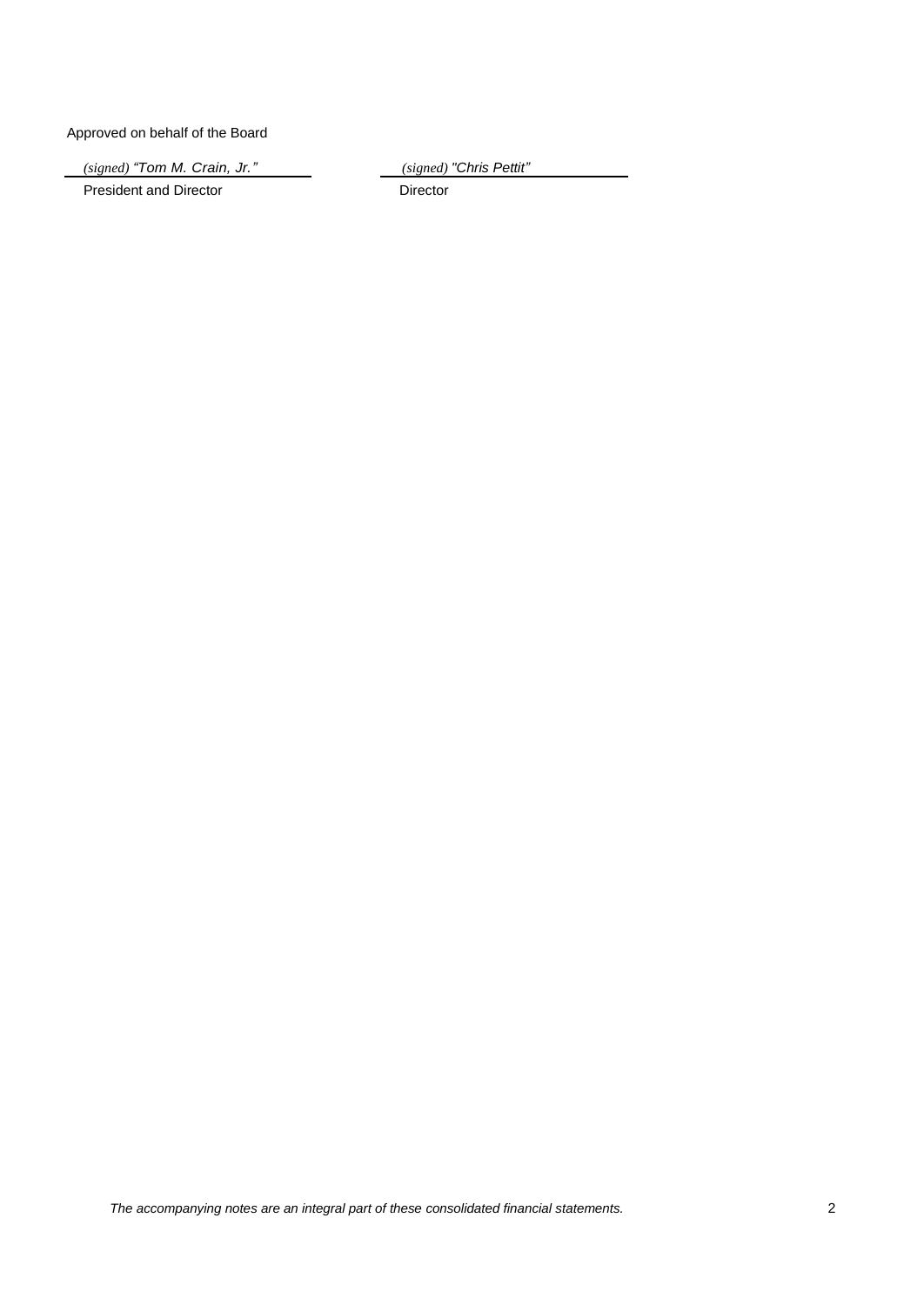Approved on behalf of the Board

| *(signed) "Tom M. Crain, Jr."* | *(signed) "Chris Pettit"* |
| --- | --- |
| President and Director | Director |

*The accompanying notes are an integral part of these consolidated financial statements.*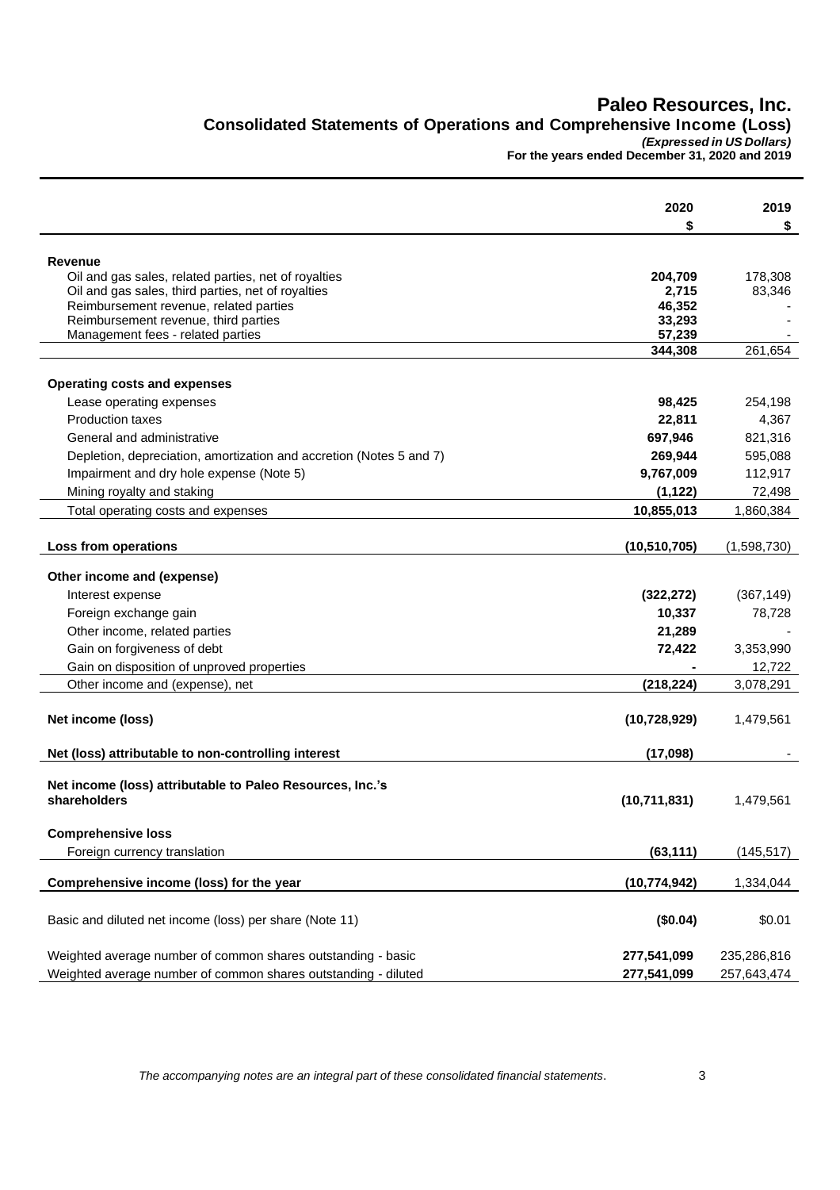# Paleo Resources, Inc.

## Consolidated Statements of Operations and Comprehensive Income (Loss)

*(Expressed in US Dollars)*

**For the years ended December 31, 2020 and 2019**

| | 2020 | 2019 |
|---|---|---|
| | $ | $ |
| **Revenue** | | |
| Oil and gas sales, related parties, net of royalties | **204,709** | 178,308 |
| Oil and gas sales, third parties, net of royalties | **2,715** | 83,346 |
| Reimbursement revenue, related parties | **46,352** | - |
| Reimbursement revenue, third parties | **33,293** | - |
| Management fees - related parties | **57,239** | - |
| | **344,308** | 261,654 |
| **Operating costs and expenses** | | |
| Lease operating expenses | **98,425** | 254,198 |
| Production taxes | **22,811** | 4,367 |
| General and administrative | **697,946** | 821,316 |
| Depletion, depreciation, amortization and accretion (Notes 5 and 7) | **269,944** | 595,088 |
| Impairment and dry hole expense (Note 5) | **9,767,009** | 112,917 |
| Mining royalty and staking | **(1,122)** | 72,498 |
| Total operating costs and expenses | **10,855,013** | 1,860,384 |
| **Loss from operations** | **(10,510,705)** | (1,598,730) |
| **Other income and (expense)** | | |
| Interest expense | **(322,272)** | (367,149) |
| Foreign exchange gain | **10,337** | 78,728 |
| Other income, related parties | **21,289** | - |
| Gain on forgiveness of debt | **72,422** | 3,353,990 |
| Gain on disposition of unproved properties | **-** | 12,722 |
| Other income and (expense), net | **(218,224)** | 3,078,291 |
| **Net income (loss)** | **(10,728,929)** | 1,479,561 |
| **Net (loss) attributable to non-controlling interest** | **(17,098)** | - |
| **Net income (loss) attributable to Paleo Resources, Inc.'s shareholders** | **(10,711,831)** | 1,479,561 |
| **Comprehensive loss** | | |
| Foreign currency translation | **(63,111)** | (145,517) |
| **Comprehensive income (loss) for the year** | **(10,774,942)** | 1,334,044 |
| Basic and diluted net income (loss) per share (Note 11) | **($0.04)** | $0.01 |
| Weighted average number of common shares outstanding - basic | **277,541,099** | 235,286,816 |
| Weighted average number of common shares outstanding - diluted | **277,541,099** | 257,643,474 |

*The accompanying notes are an integral part of these consolidated financial statements.*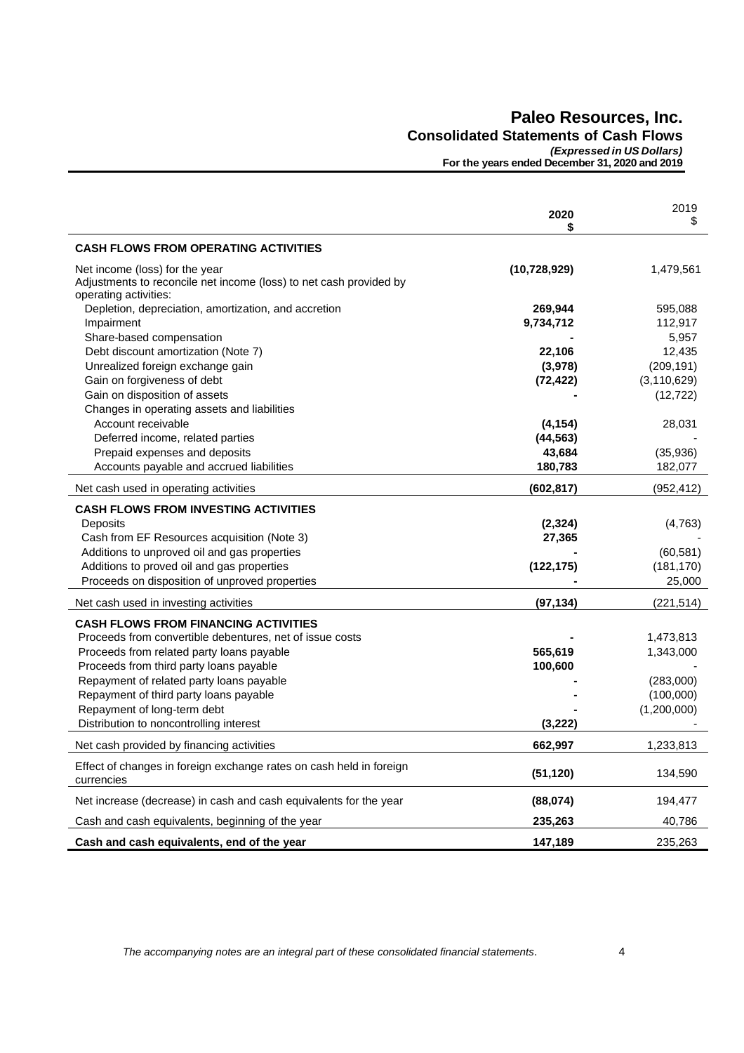# Paleo Resources, Inc.

## Consolidated Statements of Cash Flows

*(Expressed in US Dollars)*

**For the years ended December 31, 2020 and 2019**

| | 2020<br>$ | 2019<br>$ |
|---|---|---|
| **CASH FLOWS FROM OPERATING ACTIVITIES** | | |
| Net income (loss) for the year | **(10,728,929)** | 1,479,561 |
| Adjustments to reconcile net income (loss) to net cash provided by operating activities: | | |
| Depletion, depreciation, amortization, and accretion | **269,944** | 595,088 |
| Impairment | **9,734,712** | 112,917 |
| Share-based compensation | **-** | 5,957 |
| Debt discount amortization (Note 7) | **22,106** | 12,435 |
| Unrealized foreign exchange gain | **(3,978)** | (209,191) |
| Gain on forgiveness of debt | **(72,422)** | (3,110,629) |
| Gain on disposition of assets | **-** | (12,722) |
| Changes in operating assets and liabilities | | |
| Account receivable | **(4,154)** | 28,031 |
| Deferred income, related parties | **(44,563)** | - |
| Prepaid expenses and deposits | **43,684** | (35,936) |
| Accounts payable and accrued liabilities | **180,783** | 182,077 |
| Net cash used in operating activities | **(602,817)** | (952,412) |
| **CASH FLOWS FROM INVESTING ACTIVITIES** | | |
| Deposits | **(2,324)** | (4,763) |
| Cash from EF Resources acquisition (Note 3) | **27,365** | - |
| Additions to unproved oil and gas properties | **-** | (60,581) |
| Additions to proved oil and gas properties | **(122,175)** | (181,170) |
| Proceeds on disposition of unproved properties | **-** | 25,000 |
| Net cash used in investing activities | **(97,134)** | (221,514) |
| **CASH FLOWS FROM FINANCING ACTIVITIES** | | |
| Proceeds from convertible debentures, net of issue costs | **-** | 1,473,813 |
| Proceeds from related party loans payable | **565,619** | 1,343,000 |
| Proceeds from third party loans payable | **100,600** | - |
| Repayment of related party loans payable | **-** | (283,000) |
| Repayment of third party loans payable | **-** | (100,000) |
| Repayment of long-term debt | **-** | (1,200,000) |
| Distribution to noncontrolling interest | **(3,222)** | - |
| Net cash provided by financing activities | **662,997** | 1,233,813 |
| Effect of changes in foreign exchange rates on cash held in foreign currencies | **(51,120)** | 134,590 |
| Net increase (decrease) in cash and cash equivalents for the year | **(88,074)** | 194,477 |
| Cash and cash equivalents, beginning of the year | **235,263** | 40,786 |
| **Cash and cash equivalents, end of the year** | **147,189** | 235,263 |

*The accompanying notes are an integral part of these consolidated financial statements.*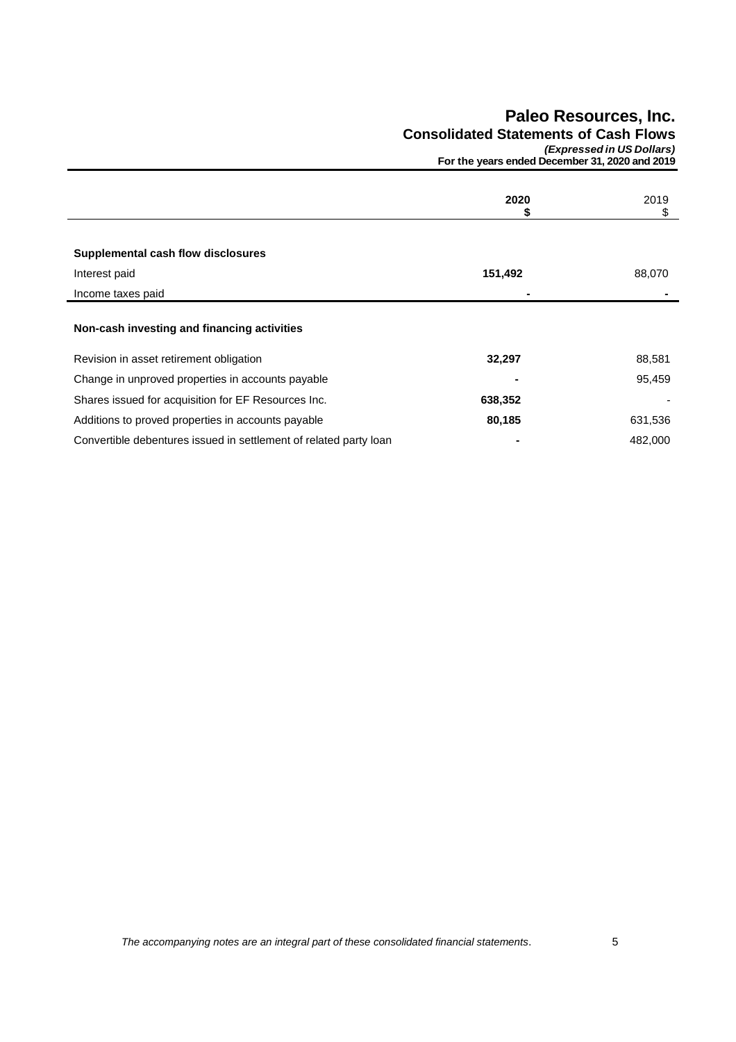# Paleo Resources, Inc.

## Consolidated Statements of Cash Flows

*(Expressed in US Dollars)*

**For the years ended December 31, 2020 and 2019**

| | **2020** **$** | 2019 $ |
|---|---|---|
| **Supplemental cash flow disclosures** | | |
| Interest paid | **151,492** | 88,070 |
| Income taxes paid | **-** | - |
| **Non-cash investing and financing activities** | | |
| Revision in asset retirement obligation | **32,297** | 88,581 |
| Change in unproved properties in accounts payable | **-** | 95,459 |
| Shares issued for acquisition for EF Resources Inc. | **638,352** | - |
| Additions to proved properties in accounts payable | **80,185** | 631,536 |
| Convertible debentures issued in settlement of related party loan | **-** | 482,000 |

*The accompanying notes are an integral part of these consolidated financial statements.*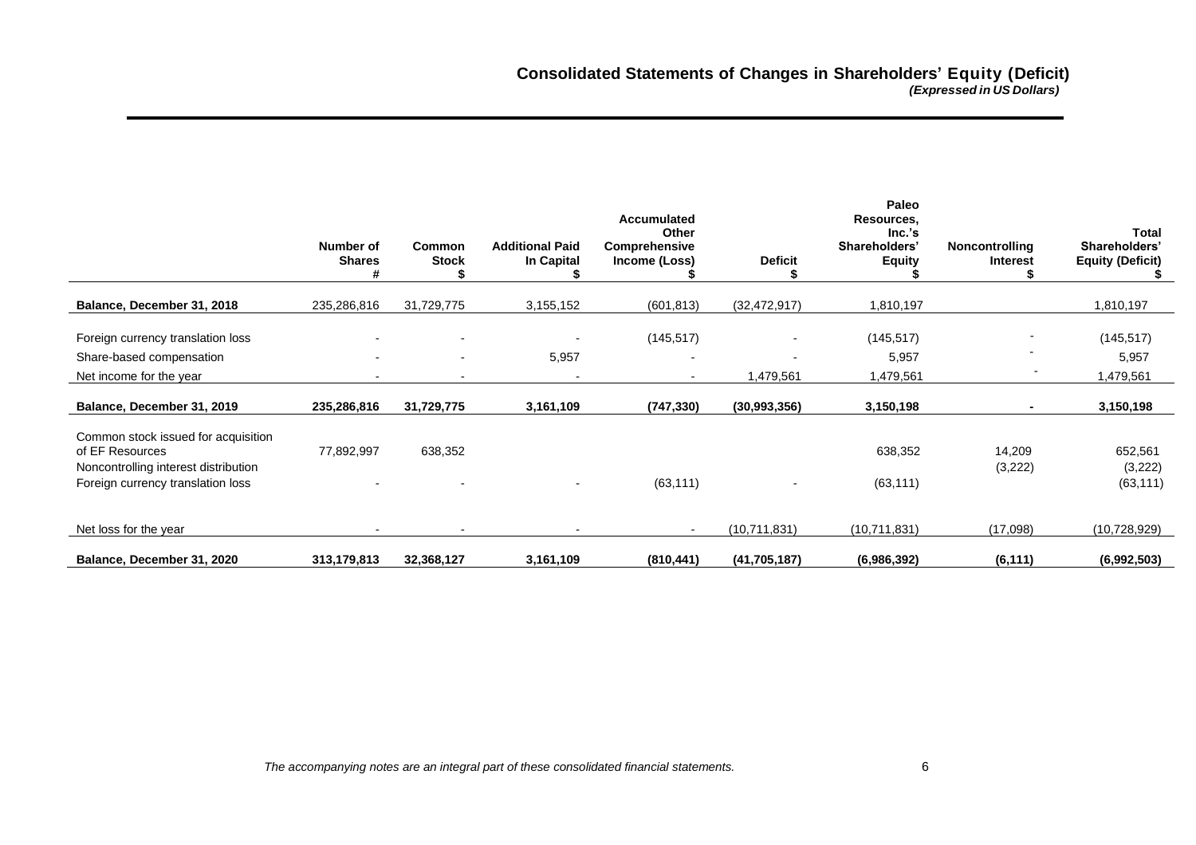## Consolidated Statements of Changes in Shareholders' Equity (Deficit)

*(Expressed in US Dollars)*

| | Number of Shares # | Common Stock $ | Additional Paid In Capital $ | Accumulated Other Comprehensive Income (Loss) $ | Deficit $ | Paleo Resources, Inc.'s Shareholders' Equity $ | Noncontrolling Interest $ | Total Shareholders' Equity (Deficit) $ |
|---|---|---|---|---|---|---|---|---|
| **Balance, December 31, 2018** | 235,286,816 | 31,729,775 | 3,155,152 | (601,813) | (32,472,917) | 1,810,197 | | 1,810,197 |
| Foreign currency translation loss | - | - | - | (145,517) | - | (145,517) | - | (145,517) |
| Share-based compensation | - | - | 5,957 | - | - | 5,957 | - | 5,957 |
| Net income for the year | - | - | - | - | 1,479,561 | 1,479,561 | - | 1,479,561 |
| **Balance, December 31, 2019** | **235,286,816** | **31,729,775** | **3,161,109** | **(747,330)** | **(30,993,356)** | **3,150,198** | **-** | **3,150,198** |
| Common stock issued for acquisition of EF Resources | 77,892,997 | 638,352 | | | | 638,352 | 14,209 | 652,561 |
| Noncontrolling interest distribution | | | | | | | (3,222) | (3,222) |
| Foreign currency translation loss | - | - | - | (63,111) | - | (63,111) | | (63,111) |
| Net loss for the year | - | - | - | - | (10,711,831) | (10,711,831) | (17,098) | (10,728,929) |
| **Balance, December 31, 2020** | **313,179,813** | **32,368,127** | **3,161,109** | **(810,441)** | **(41,705,187)** | **(6,986,392)** | **(6,111)** | **(6,992,503)** |

*The accompanying notes are an integral part of these consolidated financial statements.*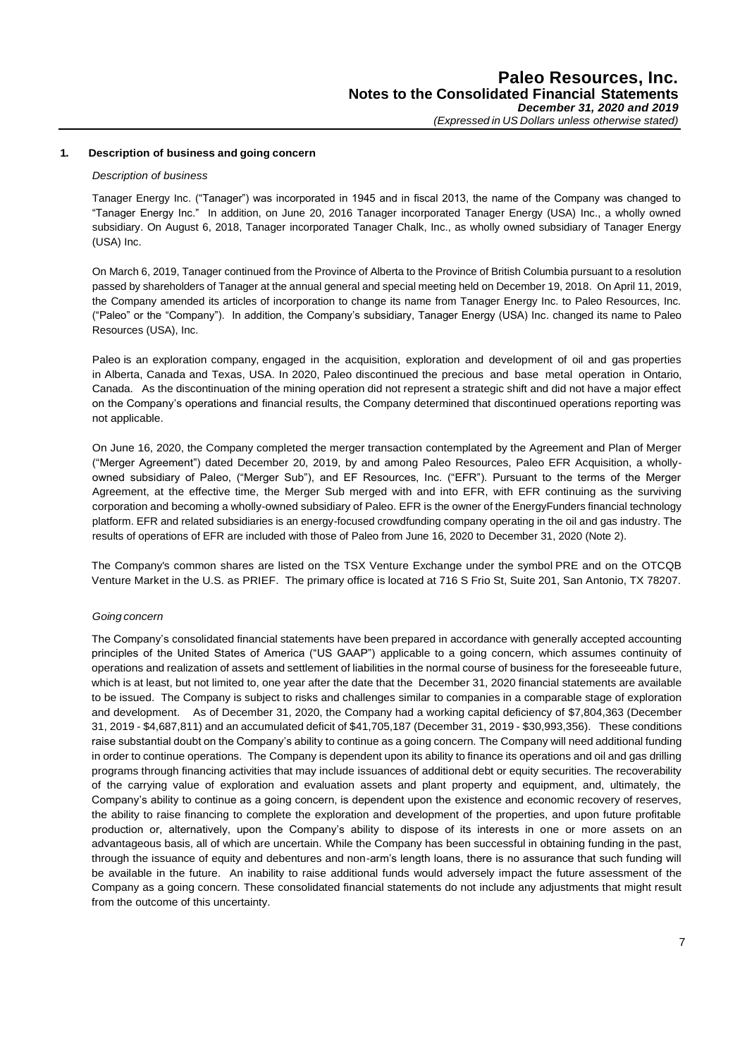## 1. Description of business and going concern

*Description of business*

Tanager Energy Inc. ("Tanager") was incorporated in 1945 and in fiscal 2013, the name of the Company was changed to "Tanager Energy Inc." In addition, on June 20, 2016 Tanager incorporated Tanager Energy (USA) Inc., a wholly owned subsidiary. On August 6, 2018, Tanager incorporated Tanager Chalk, Inc., as wholly owned subsidiary of Tanager Energy (USA) Inc.

On March 6, 2019, Tanager continued from the Province of Alberta to the Province of British Columbia pursuant to a resolution passed by shareholders of Tanager at the annual general and special meeting held on December 19, 2018. On April 11, 2019, the Company amended its articles of incorporation to change its name from Tanager Energy Inc. to Paleo Resources, Inc. ("Paleo" or the "Company"). In addition, the Company's subsidiary, Tanager Energy (USA) Inc. changed its name to Paleo Resources (USA), Inc.

Paleo is an exploration company, engaged in the acquisition, exploration and development of oil and gas properties in Alberta, Canada and Texas, USA. In 2020, Paleo discontinued the precious and base metal operation in Ontario, Canada. As the discontinuation of the mining operation did not represent a strategic shift and did not have a major effect on the Company's operations and financial results, the Company determined that discontinued operations reporting was not applicable.

On June 16, 2020, the Company completed the merger transaction contemplated by the Agreement and Plan of Merger ("Merger Agreement") dated December 20, 2019, by and among Paleo Resources, Paleo EFR Acquisition, a wholly-owned subsidiary of Paleo, ("Merger Sub"), and EF Resources, Inc. ("EFR"). Pursuant to the terms of the Merger Agreement, at the effective time, the Merger Sub merged with and into EFR, with EFR continuing as the surviving corporation and becoming a wholly-owned subsidiary of Paleo. EFR is the owner of the EnergyFunders financial technology platform. EFR and related subsidiaries is an energy-focused crowdfunding company operating in the oil and gas industry. The results of operations of EFR are included with those of Paleo from June 16, 2020 to December 31, 2020 (Note 2).

The Company's common shares are listed on the TSX Venture Exchange under the symbol PRE and on the OTCQB Venture Market in the U.S. as PRIEF. The primary office is located at 716 S Frio St, Suite 201, San Antonio, TX 78207.

*Going concern*

The Company's consolidated financial statements have been prepared in accordance with generally accepted accounting principles of the United States of America ("US GAAP") applicable to a going concern, which assumes continuity of operations and realization of assets and settlement of liabilities in the normal course of business for the foreseeable future, which is at least, but not limited to, one year after the date that the December 31, 2020 financial statements are available to be issued. The Company is subject to risks and challenges similar to companies in a comparable stage of exploration and development. As of December 31, 2020, the Company had a working capital deficiency of $7,804,363 (December 31, 2019 - $4,687,811) and an accumulated deficit of $41,705,187 (December 31, 2019 - $30,993,356). These conditions raise substantial doubt on the Company's ability to continue as a going concern. The Company will need additional funding in order to continue operations. The Company is dependent upon its ability to finance its operations and oil and gas drilling programs through financing activities that may include issuances of additional debt or equity securities. The recoverability of the carrying value of exploration and evaluation assets and plant property and equipment, and, ultimately, the Company's ability to continue as a going concern, is dependent upon the existence and economic recovery of reserves, the ability to raise financing to complete the exploration and development of the properties, and upon future profitable production or, alternatively, upon the Company's ability to dispose of its interests in one or more assets on an advantageous basis, all of which are uncertain. While the Company has been successful in obtaining funding in the past, through the issuance of equity and debentures and non-arm's length loans, there is no assurance that such funding will be available in the future. An inability to raise additional funds would adversely impact the future assessment of the Company as a going concern. These consolidated financial statements do not include any adjustments that might result from the outcome of this uncertainty.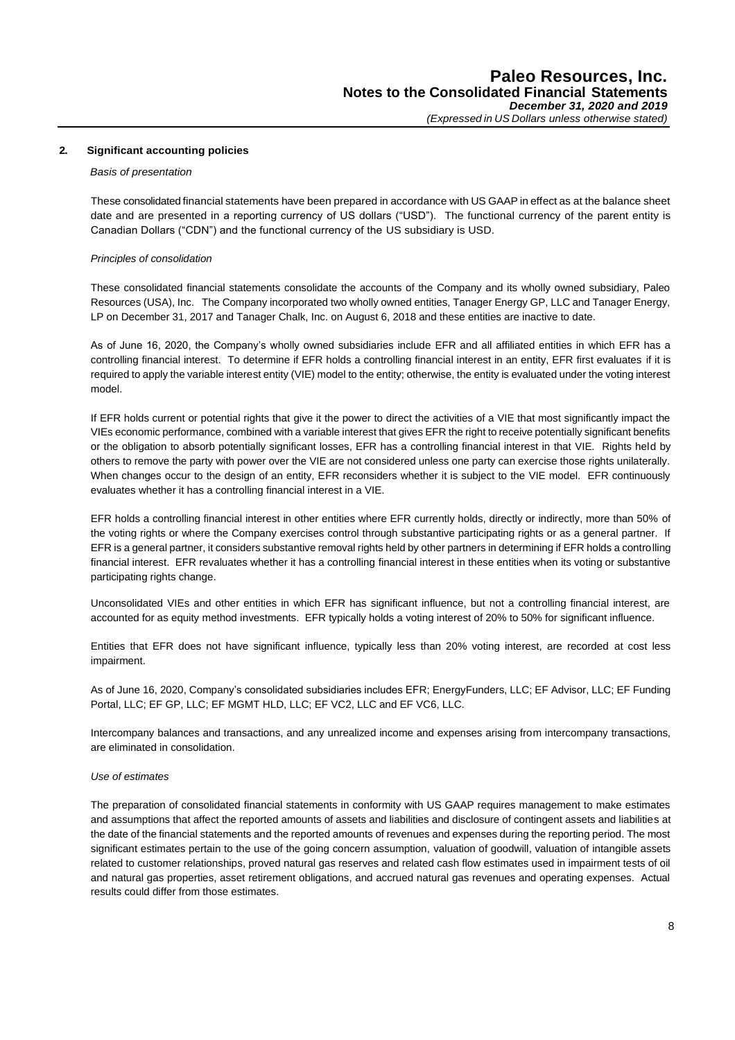## 2. Significant accounting policies

*Basis of presentation*

These consolidated financial statements have been prepared in accordance with US GAAP in effect as at the balance sheet date and are presented in a reporting currency of US dollars ("USD"). The functional currency of the parent entity is Canadian Dollars ("CDN") and the functional currency of the US subsidiary is USD.

*Principles of consolidation*

These consolidated financial statements consolidate the accounts of the Company and its wholly owned subsidiary, Paleo Resources (USA), Inc. The Company incorporated two wholly owned entities, Tanager Energy GP, LLC and Tanager Energy, LP on December 31, 2017 and Tanager Chalk, Inc. on August 6, 2018 and these entities are inactive to date.

As of June 16, 2020, the Company's wholly owned subsidiaries include EFR and all affiliated entities in which EFR has a controlling financial interest. To determine if EFR holds a controlling financial interest in an entity, EFR first evaluates if it is required to apply the variable interest entity (VIE) model to the entity; otherwise, the entity is evaluated under the voting interest model.

If EFR holds current or potential rights that give it the power to direct the activities of a VIE that most significantly impact the VIEs economic performance, combined with a variable interest that gives EFR the right to receive potentially significant benefits or the obligation to absorb potentially significant losses, EFR has a controlling financial interest in that VIE. Rights held by others to remove the party with power over the VIE are not considered unless one party can exercise those rights unilaterally. When changes occur to the design of an entity, EFR reconsiders whether it is subject to the VIE model. EFR continuously evaluates whether it has a controlling financial interest in a VIE.

EFR holds a controlling financial interest in other entities where EFR currently holds, directly or indirectly, more than 50% of the voting rights or where the Company exercises control through substantive participating rights or as a general partner. If EFR is a general partner, it considers substantive removal rights held by other partners in determining if EFR holds a controlling financial interest. EFR revaluates whether it has a controlling financial interest in these entities when its voting or substantive participating rights change.

Unconsolidated VIEs and other entities in which EFR has significant influence, but not a controlling financial interest, are accounted for as equity method investments. EFR typically holds a voting interest of 20% to 50% for significant influence.

Entities that EFR does not have significant influence, typically less than 20% voting interest, are recorded at cost less impairment.

As of June 16, 2020, Company's consolidated subsidiaries includes EFR; EnergyFunders, LLC; EF Advisor, LLC; EF Funding Portal, LLC; EF GP, LLC; EF MGMT HLD, LLC; EF VC2, LLC and EF VC6, LLC.

Intercompany balances and transactions, and any unrealized income and expenses arising from intercompany transactions, are eliminated in consolidation.

*Use of estimates*

The preparation of consolidated financial statements in conformity with US GAAP requires management to make estimates and assumptions that affect the reported amounts of assets and liabilities and disclosure of contingent assets and liabilities at the date of the financial statements and the reported amounts of revenues and expenses during the reporting period. The most significant estimates pertain to the use of the going concern assumption, valuation of goodwill, valuation of intangible assets related to customer relationships, proved natural gas reserves and related cash flow estimates used in impairment tests of oil and natural gas properties, asset retirement obligations, and accrued natural gas revenues and operating expenses. Actual results could differ from those estimates.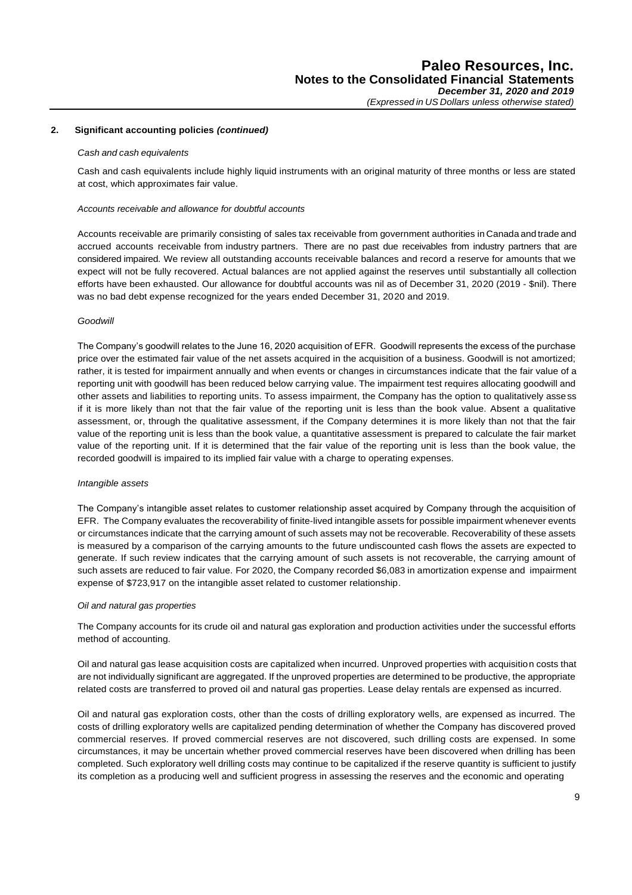## 2. Significant accounting policies *(continued)*

*Cash and cash equivalents*

Cash and cash equivalents include highly liquid instruments with an original maturity of three months or less are stated at cost, which approximates fair value.

*Accounts receivable and allowance for doubtful accounts*

Accounts receivable are primarily consisting of sales tax receivable from government authorities in Canada and trade and accrued accounts receivable from industry partners. There are no past due receivables from industry partners that are considered impaired. We review all outstanding accounts receivable balances and record a reserve for amounts that we expect will not be fully recovered. Actual balances are not applied against the reserves until substantially all collection efforts have been exhausted. Our allowance for doubtful accounts was nil as of December 31, 2020 (2019 - $nil). There was no bad debt expense recognized for the years ended December 31, 2020 and 2019.

*Goodwill*

The Company's goodwill relates to the June 16, 2020 acquisition of EFR. Goodwill represents the excess of the purchase price over the estimated fair value of the net assets acquired in the acquisition of a business. Goodwill is not amortized; rather, it is tested for impairment annually and when events or changes in circumstances indicate that the fair value of a reporting unit with goodwill has been reduced below carrying value. The impairment test requires allocating goodwill and other assets and liabilities to reporting units. To assess impairment, the Company has the option to qualitatively assess if it is more likely than not that the fair value of the reporting unit is less than the book value. Absent a qualitative assessment, or, through the qualitative assessment, if the Company determines it is more likely than not that the fair value of the reporting unit is less than the book value, a quantitative assessment is prepared to calculate the fair market value of the reporting unit. If it is determined that the fair value of the reporting unit is less than the book value, the recorded goodwill is impaired to its implied fair value with a charge to operating expenses.

*Intangible assets*

The Company's intangible asset relates to customer relationship asset acquired by Company through the acquisition of EFR. The Company evaluates the recoverability of finite-lived intangible assets for possible impairment whenever events or circumstances indicate that the carrying amount of such assets may not be recoverable. Recoverability of these assets is measured by a comparison of the carrying amounts to the future undiscounted cash flows the assets are expected to generate. If such review indicates that the carrying amount of such assets is not recoverable, the carrying amount of such assets are reduced to fair value. For 2020, the Company recorded $6,083 in amortization expense and impairment expense of $723,917 on the intangible asset related to customer relationship.

*Oil and natural gas properties*

The Company accounts for its crude oil and natural gas exploration and production activities under the successful efforts method of accounting.

Oil and natural gas lease acquisition costs are capitalized when incurred. Unproved properties with acquisition costs that are not individually significant are aggregated. If the unproved properties are determined to be productive, the appropriate related costs are transferred to proved oil and natural gas properties. Lease delay rentals are expensed as incurred.

Oil and natural gas exploration costs, other than the costs of drilling exploratory wells, are expensed as incurred. The costs of drilling exploratory wells are capitalized pending determination of whether the Company has discovered proved commercial reserves. If proved commercial reserves are not discovered, such drilling costs are expensed. In some circumstances, it may be uncertain whether proved commercial reserves have been discovered when drilling has been completed. Such exploratory well drilling costs may continue to be capitalized if the reserve quantity is sufficient to justify its completion as a producing well and sufficient progress in assessing the reserves and the economic and operating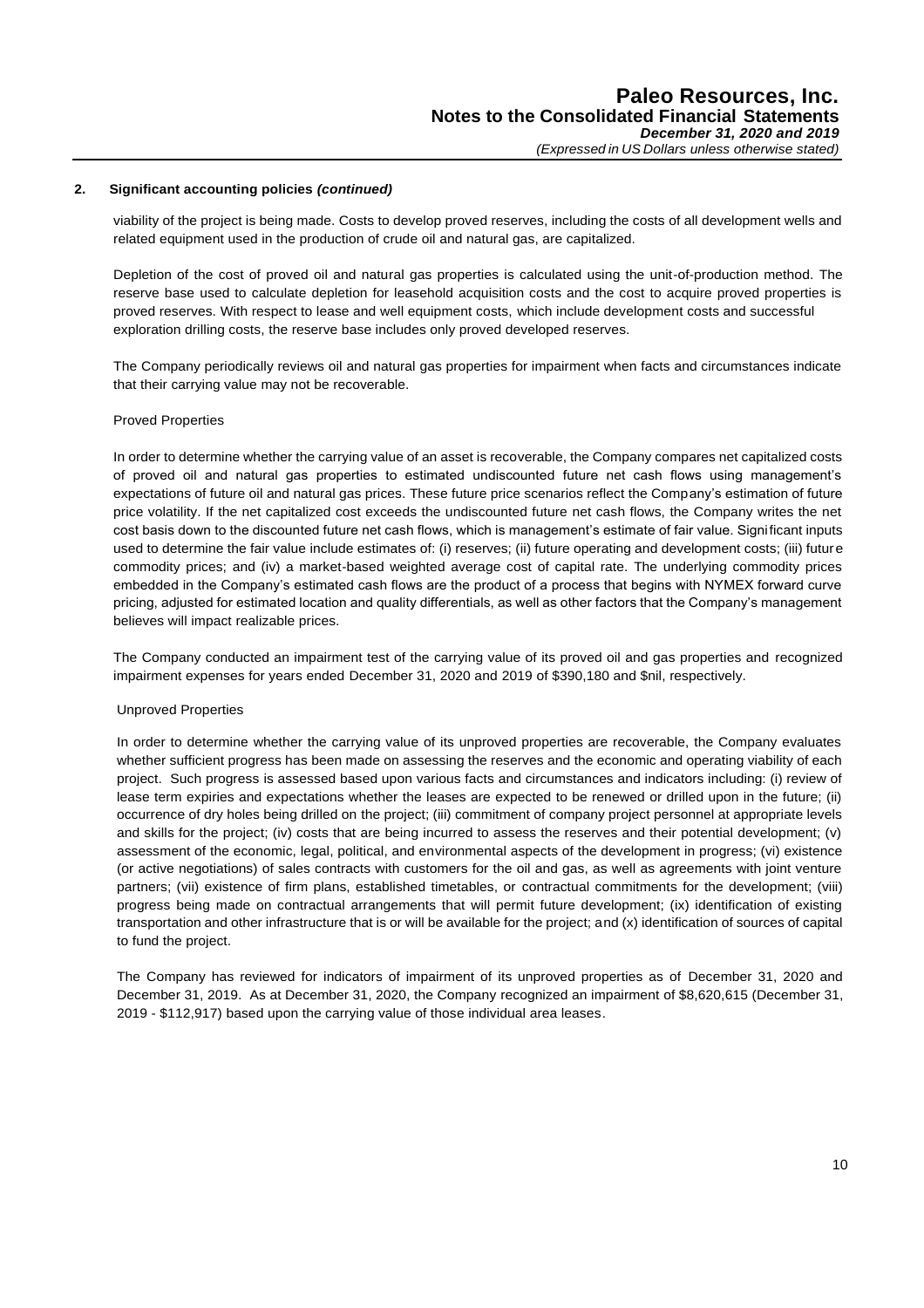## 2. Significant accounting policies *(continued)*

viability of the project is being made. Costs to develop proved reserves, including the costs of all development wells and related equipment used in the production of crude oil and natural gas, are capitalized.

Depletion of the cost of proved oil and natural gas properties is calculated using the unit-of-production method. The reserve base used to calculate depletion for leasehold acquisition costs and the cost to acquire proved properties is proved reserves. With respect to lease and well equipment costs, which include development costs and successful exploration drilling costs, the reserve base includes only proved developed reserves.

The Company periodically reviews oil and natural gas properties for impairment when facts and circumstances indicate that their carrying value may not be recoverable.

Proved Properties

In order to determine whether the carrying value of an asset is recoverable, the Company compares net capitalized costs of proved oil and natural gas properties to estimated undiscounted future net cash flows using management's expectations of future oil and natural gas prices. These future price scenarios reflect the Company's estimation of future price volatility. If the net capitalized cost exceeds the undiscounted future net cash flows, the Company writes the net cost basis down to the discounted future net cash flows, which is management's estimate of fair value. Significant inputs used to determine the fair value include estimates of: (i) reserves; (ii) future operating and development costs; (iii) future commodity prices; and (iv) a market-based weighted average cost of capital rate. The underlying commodity prices embedded in the Company's estimated cash flows are the product of a process that begins with NYMEX forward curve pricing, adjusted for estimated location and quality differentials, as well as other factors that the Company's management believes will impact realizable prices.

The Company conducted an impairment test of the carrying value of its proved oil and gas properties and recognized impairment expenses for years ended December 31, 2020 and 2019 of $390,180 and $nil, respectively.

Unproved Properties

In order to determine whether the carrying value of its unproved properties are recoverable, the Company evaluates whether sufficient progress has been made on assessing the reserves and the economic and operating viability of each project. Such progress is assessed based upon various facts and circumstances and indicators including: (i) review of lease term expiries and expectations whether the leases are expected to be renewed or drilled upon in the future; (ii) occurrence of dry holes being drilled on the project; (iii) commitment of company project personnel at appropriate levels and skills for the project; (iv) costs that are being incurred to assess the reserves and their potential development; (v) assessment of the economic, legal, political, and environmental aspects of the development in progress; (vi) existence (or active negotiations) of sales contracts with customers for the oil and gas, as well as agreements with joint venture partners; (vii) existence of firm plans, established timetables, or contractual commitments for the development; (viii) progress being made on contractual arrangements that will permit future development; (ix) identification of existing transportation and other infrastructure that is or will be available for the project; and (x) identification of sources of capital to fund the project.

The Company has reviewed for indicators of impairment of its unproved properties as of December 31, 2020 and December 31, 2019. As at December 31, 2020, the Company recognized an impairment of $8,620,615 (December 31, 2019 - $112,917) based upon the carrying value of those individual area leases.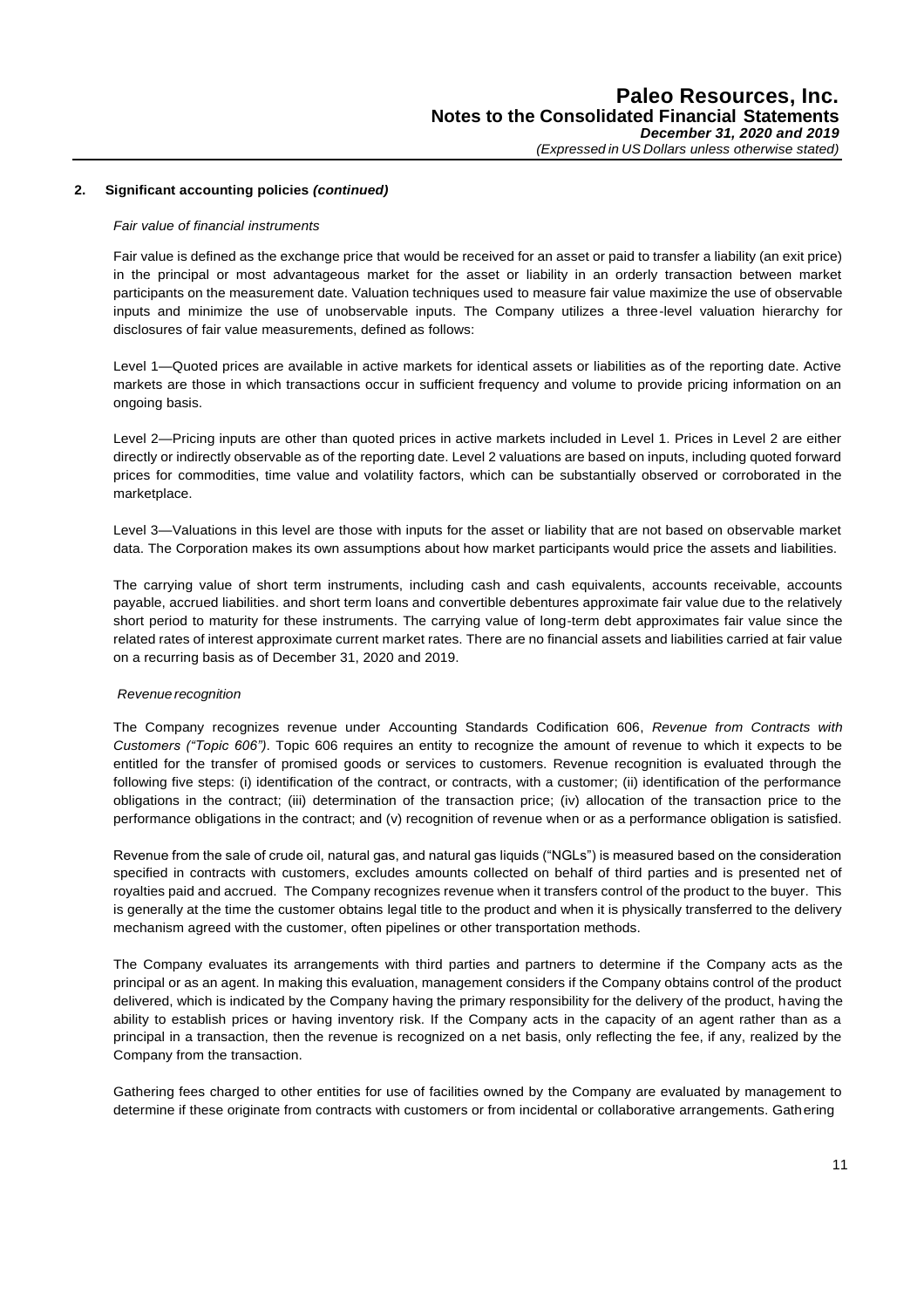## 2. Significant accounting policies *(continued)*

*Fair value of financial instruments*

Fair value is defined as the exchange price that would be received for an asset or paid to transfer a liability (an exit price) in the principal or most advantageous market for the asset or liability in an orderly transaction between market participants on the measurement date. Valuation techniques used to measure fair value maximize the use of observable inputs and minimize the use of unobservable inputs. The Company utilizes a three-level valuation hierarchy for disclosures of fair value measurements, defined as follows:

Level 1—Quoted prices are available in active markets for identical assets or liabilities as of the reporting date. Active markets are those in which transactions occur in sufficient frequency and volume to provide pricing information on an ongoing basis.

Level 2—Pricing inputs are other than quoted prices in active markets included in Level 1. Prices in Level 2 are either directly or indirectly observable as of the reporting date. Level 2 valuations are based on inputs, including quoted forward prices for commodities, time value and volatility factors, which can be substantially observed or corroborated in the marketplace.

Level 3—Valuations in this level are those with inputs for the asset or liability that are not based on observable market data. The Corporation makes its own assumptions about how market participants would price the assets and liabilities.

The carrying value of short term instruments, including cash and cash equivalents, accounts receivable, accounts payable, accrued liabilities. and short term loans and convertible debentures approximate fair value due to the relatively short period to maturity for these instruments. The carrying value of long-term debt approximates fair value since the related rates of interest approximate current market rates. There are no financial assets and liabilities carried at fair value on a recurring basis as of December 31, 2020 and 2019.

*Revenue recognition*

The Company recognizes revenue under Accounting Standards Codification 606, *Revenue from Contracts with Customers ("Topic 606")*. Topic 606 requires an entity to recognize the amount of revenue to which it expects to be entitled for the transfer of promised goods or services to customers. Revenue recognition is evaluated through the following five steps: (i) identification of the contract, or contracts, with a customer; (ii) identification of the performance obligations in the contract; (iii) determination of the transaction price; (iv) allocation of the transaction price to the performance obligations in the contract; and (v) recognition of revenue when or as a performance obligation is satisfied.

Revenue from the sale of crude oil, natural gas, and natural gas liquids ("NGLs") is measured based on the consideration specified in contracts with customers, excludes amounts collected on behalf of third parties and is presented net of royalties paid and accrued. The Company recognizes revenue when it transfers control of the product to the buyer. This is generally at the time the customer obtains legal title to the product and when it is physically transferred to the delivery mechanism agreed with the customer, often pipelines or other transportation methods.

The Company evaluates its arrangements with third parties and partners to determine if the Company acts as the principal or as an agent. In making this evaluation, management considers if the Company obtains control of the product delivered, which is indicated by the Company having the primary responsibility for the delivery of the product, having the ability to establish prices or having inventory risk. If the Company acts in the capacity of an agent rather than as a principal in a transaction, then the revenue is recognized on a net basis, only reflecting the fee, if any, realized by the Company from the transaction.

Gathering fees charged to other entities for use of facilities owned by the Company are evaluated by management to determine if these originate from contracts with customers or from incidental or collaborative arrangements. Gathering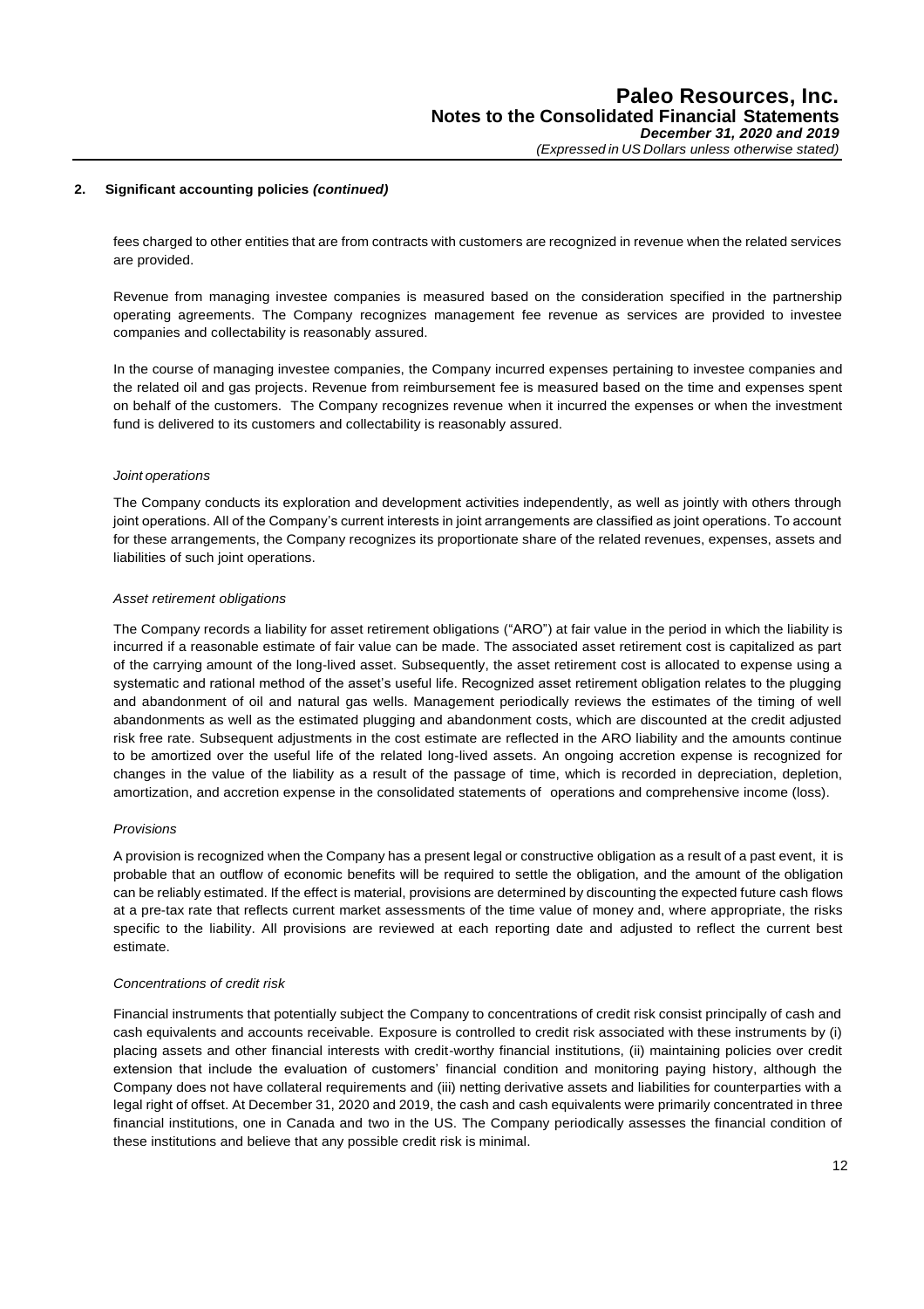## 2. Significant accounting policies *(continued)*

fees charged to other entities that are from contracts with customers are recognized in revenue when the related services are provided.

Revenue from managing investee companies is measured based on the consideration specified in the partnership operating agreements. The Company recognizes management fee revenue as services are provided to investee companies and collectability is reasonably assured.

In the course of managing investee companies, the Company incurred expenses pertaining to investee companies and the related oil and gas projects. Revenue from reimbursement fee is measured based on the time and expenses spent on behalf of the customers. The Company recognizes revenue when it incurred the expenses or when the investment fund is delivered to its customers and collectability is reasonably assured.

*Joint operations*

The Company conducts its exploration and development activities independently, as well as jointly with others through joint operations. All of the Company's current interests in joint arrangements are classified as joint operations. To account for these arrangements, the Company recognizes its proportionate share of the related revenues, expenses, assets and liabilities of such joint operations.

*Asset retirement obligations*

The Company records a liability for asset retirement obligations ("ARO") at fair value in the period in which the liability is incurred if a reasonable estimate of fair value can be made. The associated asset retirement cost is capitalized as part of the carrying amount of the long-lived asset. Subsequently, the asset retirement cost is allocated to expense using a systematic and rational method of the asset's useful life. Recognized asset retirement obligation relates to the plugging and abandonment of oil and natural gas wells. Management periodically reviews the estimates of the timing of well abandonments as well as the estimated plugging and abandonment costs, which are discounted at the credit adjusted risk free rate. Subsequent adjustments in the cost estimate are reflected in the ARO liability and the amounts continue to be amortized over the useful life of the related long-lived assets. An ongoing accretion expense is recognized for changes in the value of the liability as a result of the passage of time, which is recorded in depreciation, depletion, amortization, and accretion expense in the consolidated statements of operations and comprehensive income (loss).

*Provisions*

A provision is recognized when the Company has a present legal or constructive obligation as a result of a past event, it is probable that an outflow of economic benefits will be required to settle the obligation, and the amount of the obligation can be reliably estimated. If the effect is material, provisions are determined by discounting the expected future cash flows at a pre-tax rate that reflects current market assessments of the time value of money and, where appropriate, the risks specific to the liability. All provisions are reviewed at each reporting date and adjusted to reflect the current best estimate.

*Concentrations of credit risk*

Financial instruments that potentially subject the Company to concentrations of credit risk consist principally of cash and cash equivalents and accounts receivable. Exposure is controlled to credit risk associated with these instruments by (i) placing assets and other financial interests with credit-worthy financial institutions, (ii) maintaining policies over credit extension that include the evaluation of customers' financial condition and monitoring paying history, although the Company does not have collateral requirements and (iii) netting derivative assets and liabilities for counterparties with a legal right of offset. At December 31, 2020 and 2019, the cash and cash equivalents were primarily concentrated in three financial institutions, one in Canada and two in the US. The Company periodically assesses the financial condition of these institutions and believe that any possible credit risk is minimal.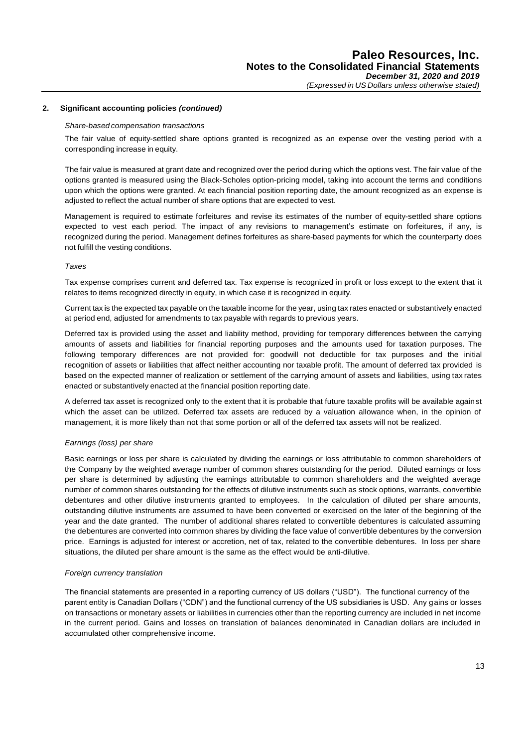## 2. Significant accounting policies *(continued)*

*Share-based compensation transactions*

The fair value of equity-settled share options granted is recognized as an expense over the vesting period with a corresponding increase in equity.

The fair value is measured at grant date and recognized over the period during which the options vest. The fair value of the options granted is measured using the Black-Scholes option-pricing model, taking into account the terms and conditions upon which the options were granted. At each financial position reporting date, the amount recognized as an expense is adjusted to reflect the actual number of share options that are expected to vest.

Management is required to estimate forfeitures and revise its estimates of the number of equity-settled share options expected to vest each period. The impact of any revisions to management's estimate on forfeitures, if any, is recognized during the period. Management defines forfeitures as share-based payments for which the counterparty does not fulfill the vesting conditions.

*Taxes*

Tax expense comprises current and deferred tax. Tax expense is recognized in profit or loss except to the extent that it relates to items recognized directly in equity, in which case it is recognized in equity.

Current tax is the expected tax payable on the taxable income for the year, using tax rates enacted or substantively enacted at period end, adjusted for amendments to tax payable with regards to previous years.

Deferred tax is provided using the asset and liability method, providing for temporary differences between the carrying amounts of assets and liabilities for financial reporting purposes and the amounts used for taxation purposes. The following temporary differences are not provided for: goodwill not deductible for tax purposes and the initial recognition of assets or liabilities that affect neither accounting nor taxable profit. The amount of deferred tax provided is based on the expected manner of realization or settlement of the carrying amount of assets and liabilities, using tax rates enacted or substantively enacted at the financial position reporting date.

A deferred tax asset is recognized only to the extent that it is probable that future taxable profits will be available against which the asset can be utilized. Deferred tax assets are reduced by a valuation allowance when, in the opinion of management, it is more likely than not that some portion or all of the deferred tax assets will not be realized.

*Earnings (loss) per share*

Basic earnings or loss per share is calculated by dividing the earnings or loss attributable to common shareholders of the Company by the weighted average number of common shares outstanding for the period. Diluted earnings or loss per share is determined by adjusting the earnings attributable to common shareholders and the weighted average number of common shares outstanding for the effects of dilutive instruments such as stock options, warrants, convertible debentures and other dilutive instruments granted to employees. In the calculation of diluted per share amounts, outstanding dilutive instruments are assumed to have been converted or exercised on the later of the beginning of the year and the date granted. The number of additional shares related to convertible debentures is calculated assuming the debentures are converted into common shares by dividing the face value of convertible debentures by the conversion price. Earnings is adjusted for interest or accretion, net of tax, related to the convertible debentures. In loss per share situations, the diluted per share amount is the same as the effect would be anti-dilutive.

*Foreign currency translation*

The financial statements are presented in a reporting currency of US dollars ("USD"). The functional currency of the parent entity is Canadian Dollars ("CDN") and the functional currency of the US subsidiaries is USD. Any gains or losses on transactions or monetary assets or liabilities in currencies other than the reporting currency are included in net income in the current period. Gains and losses on translation of balances denominated in Canadian dollars are included in accumulated other comprehensive income.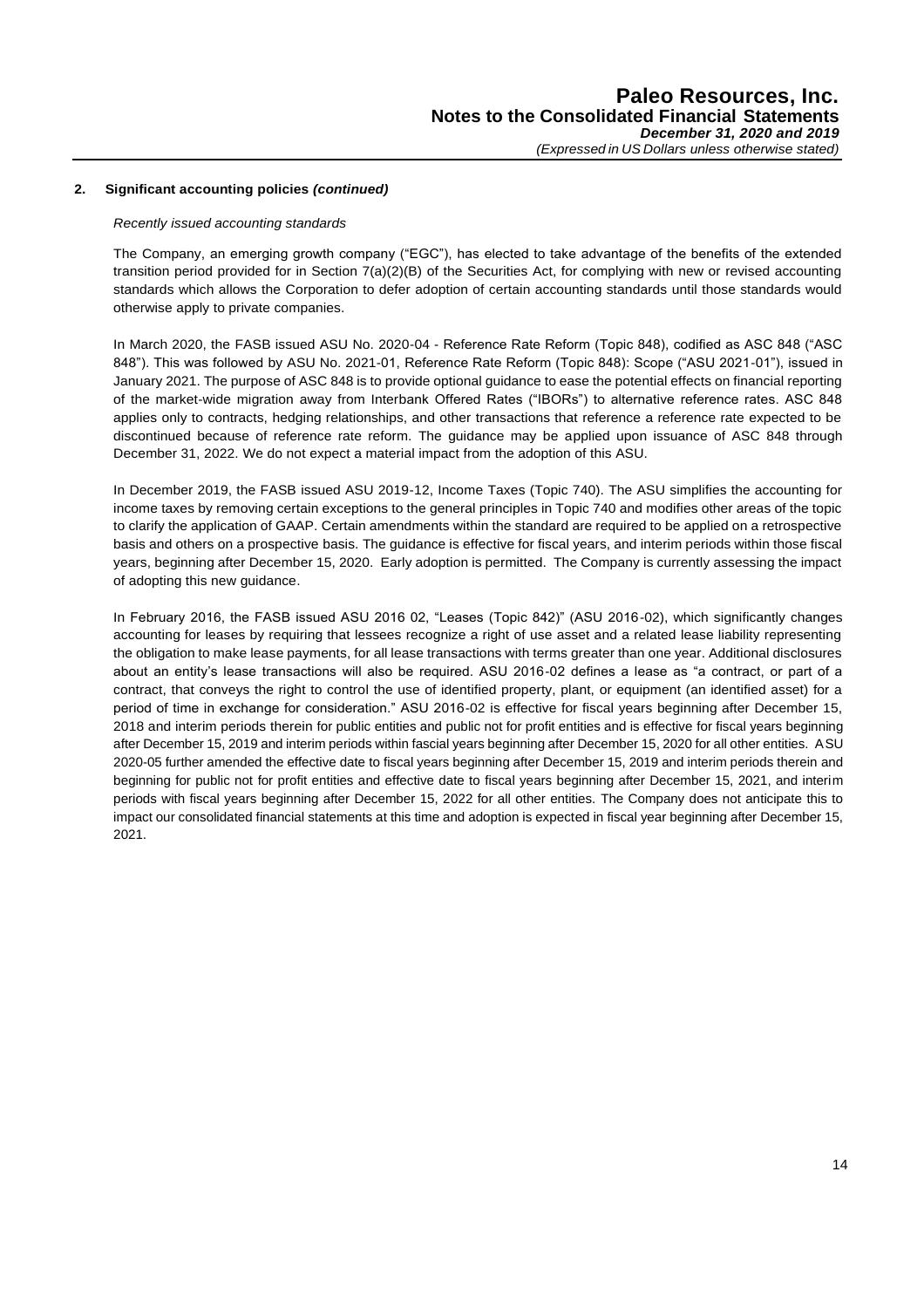### 2. Significant accounting policies *(continued)*

*Recently issued accounting standards*

The Company, an emerging growth company ("EGC"), has elected to take advantage of the benefits of the extended transition period provided for in Section 7(a)(2)(B) of the Securities Act, for complying with new or revised accounting standards which allows the Corporation to defer adoption of certain accounting standards until those standards would otherwise apply to private companies.

In March 2020, the FASB issued ASU No. 2020-04 - Reference Rate Reform (Topic 848), codified as ASC 848 ("ASC 848"). This was followed by ASU No. 2021-01, Reference Rate Reform (Topic 848): Scope ("ASU 2021-01"), issued in January 2021. The purpose of ASC 848 is to provide optional guidance to ease the potential effects on financial reporting of the market-wide migration away from Interbank Offered Rates ("IBORs") to alternative reference rates. ASC 848 applies only to contracts, hedging relationships, and other transactions that reference a reference rate expected to be discontinued because of reference rate reform. The guidance may be applied upon issuance of ASC 848 through December 31, 2022. We do not expect a material impact from the adoption of this ASU.

In December 2019, the FASB issued ASU 2019-12, Income Taxes (Topic 740). The ASU simplifies the accounting for income taxes by removing certain exceptions to the general principles in Topic 740 and modifies other areas of the topic to clarify the application of GAAP. Certain amendments within the standard are required to be applied on a retrospective basis and others on a prospective basis. The guidance is effective for fiscal years, and interim periods within those fiscal years, beginning after December 15, 2020. Early adoption is permitted. The Company is currently assessing the impact of adopting this new guidance.

In February 2016, the FASB issued ASU 2016 02, "Leases (Topic 842)" (ASU 2016-02), which significantly changes accounting for leases by requiring that lessees recognize a right of use asset and a related lease liability representing the obligation to make lease payments, for all lease transactions with terms greater than one year. Additional disclosures about an entity's lease transactions will also be required. ASU 2016-02 defines a lease as "a contract, or part of a contract, that conveys the right to control the use of identified property, plant, or equipment (an identified asset) for a period of time in exchange for consideration." ASU 2016-02 is effective for fiscal years beginning after December 15, 2018 and interim periods therein for public entities and public not for profit entities and is effective for fiscal years beginning after December 15, 2019 and interim periods within fascial years beginning after December 15, 2020 for all other entities. ASU 2020-05 further amended the effective date to fiscal years beginning after December 15, 2019 and interim periods therein and beginning for public not for profit entities and effective date to fiscal years beginning after December 15, 2021, and interim periods with fiscal years beginning after December 15, 2022 for all other entities. The Company does not anticipate this to impact our consolidated financial statements at this time and adoption is expected in fiscal year beginning after December 15, 2021.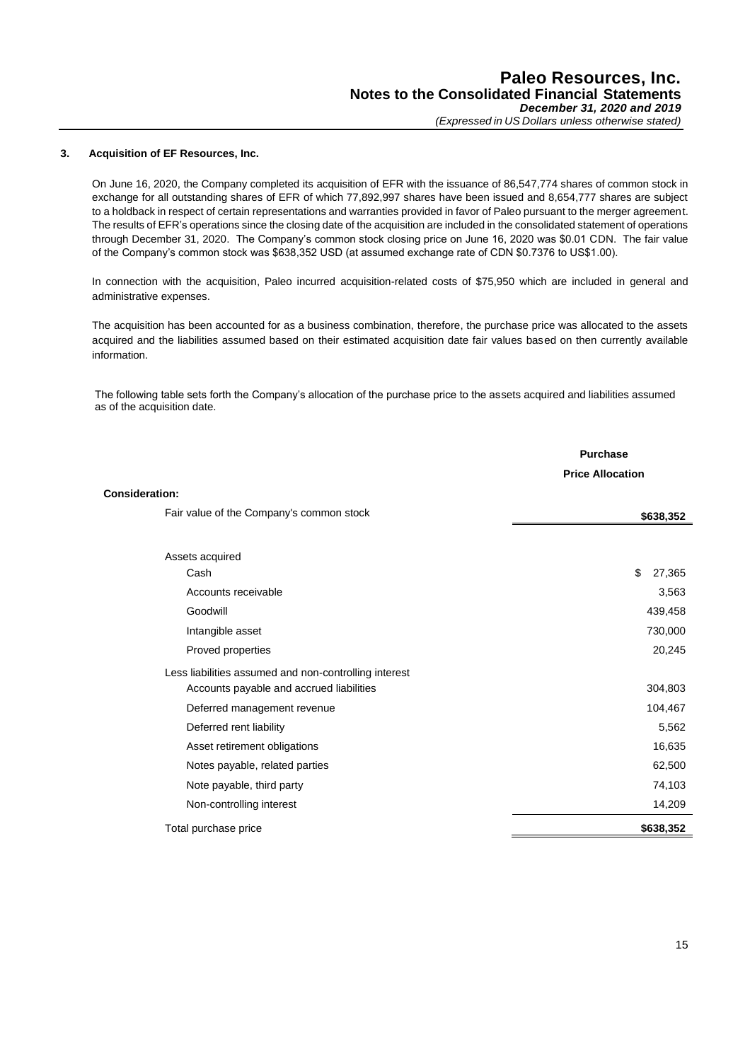### 3. Acquisition of EF Resources, Inc.

On June 16, 2020, the Company completed its acquisition of EFR with the issuance of 86,547,774 shares of common stock in exchange for all outstanding shares of EFR of which 77,892,997 shares have been issued and 8,654,777 shares are subject to a holdback in respect of certain representations and warranties provided in favor of Paleo pursuant to the merger agreement. The results of EFR's operations since the closing date of the acquisition are included in the consolidated statement of operations through December 31, 2020. The Company's common stock closing price on June 16, 2020 was $0.01 CDN. The fair value of the Company's common stock was $638,352 USD (at assumed exchange rate of CDN $0.7376 to US$1.00).

In connection with the acquisition, Paleo incurred acquisition-related costs of $75,950 which are included in general and administrative expenses.

The acquisition has been accounted for as a business combination, therefore, the purchase price was allocated to the assets acquired and the liabilities assumed based on their estimated acquisition date fair values based on then currently available information.

The following table sets forth the Company's allocation of the purchase price to the assets acquired and liabilities assumed as of the acquisition date.

| | Purchase Price Allocation |
|---|---|
| **Consideration:** | |
| Fair value of the Company's common stock | **$638,352** |
| Assets acquired | |
| Cash | $ 27,365 |
| Accounts receivable | 3,563 |
| Goodwill | 439,458 |
| Intangible asset | 730,000 |
| Proved properties | 20,245 |
| Less liabilities assumed and non-controlling interest | |
| Accounts payable and accrued liabilities | 304,803 |
| Deferred management revenue | 104,467 |
| Deferred rent liability | 5,562 |
| Asset retirement obligations | 16,635 |
| Notes payable, related parties | 62,500 |
| Note payable, third party | 74,103 |
| Non-controlling interest | 14,209 |
| Total purchase price | **$638,352** |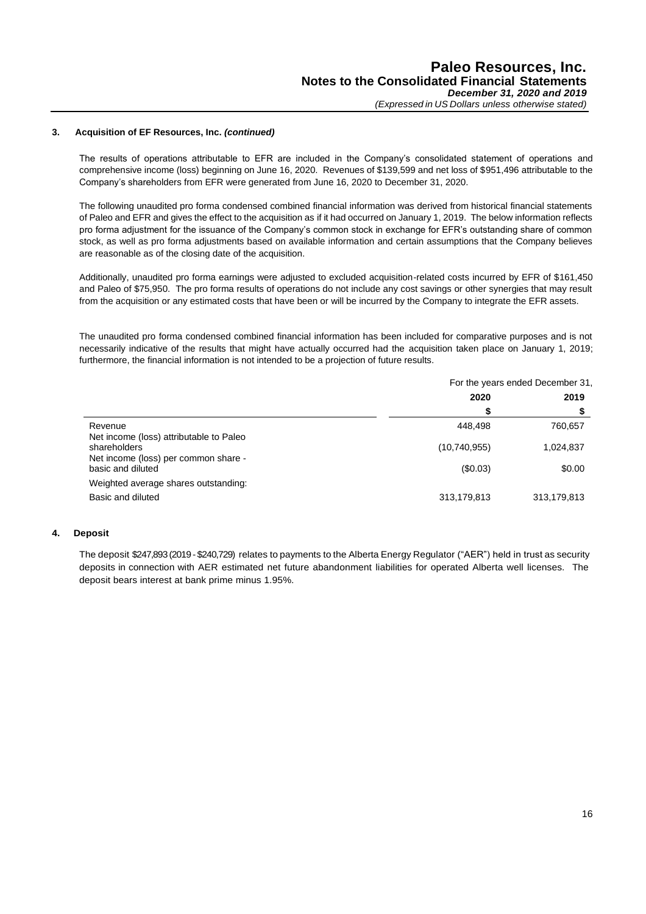### 3. Acquisition of EF Resources, Inc. *(continued)*

The results of operations attributable to EFR are included in the Company's consolidated statement of operations and comprehensive income (loss) beginning on June 16, 2020. Revenues of $139,599 and net loss of $951,496 attributable to the Company's shareholders from EFR were generated from June 16, 2020 to December 31, 2020.

The following unaudited pro forma condensed combined financial information was derived from historical financial statements of Paleo and EFR and gives the effect to the acquisition as if it had occurred on January 1, 2019. The below information reflects pro forma adjustment for the issuance of the Company's common stock in exchange for EFR's outstanding share of common stock, as well as pro forma adjustments based on available information and certain assumptions that the Company believes are reasonable as of the closing date of the acquisition.

Additionally, unaudited pro forma earnings were adjusted to excluded acquisition-related costs incurred by EFR of $161,450 and Paleo of $75,950. The pro forma results of operations do not include any cost savings or other synergies that may result from the acquisition or any estimated costs that have been or will be incurred by the Company to integrate the EFR assets.

The unaudited pro forma condensed combined financial information has been included for comparative purposes and is not necessarily indicative of the results that might have actually occurred had the acquisition taken place on January 1, 2019; furthermore, the financial information is not intended to be a projection of future results.

| | For the years ended December 31, | |
|---|---|---|
| | **2020** | **2019** |
| | **$** | **$** |
| Revenue | 448,498 | 760,657 |
| Net income (loss) attributable to Paleo shareholders | (10,740,955) | 1,024,837 |
| Net income (loss) per common share - basic and diluted | ($0.03) | $0.00 |
| Weighted average shares outstanding: | | |
| Basic and diluted | 313,179,813 | 313,179,813 |

### 4. Deposit

The deposit $247,893 (2019 - $240,729) relates to payments to the Alberta Energy Regulator ("AER") held in trust as security deposits in connection with AER estimated net future abandonment liabilities for operated Alberta well licenses. The deposit bears interest at bank prime minus 1.95%.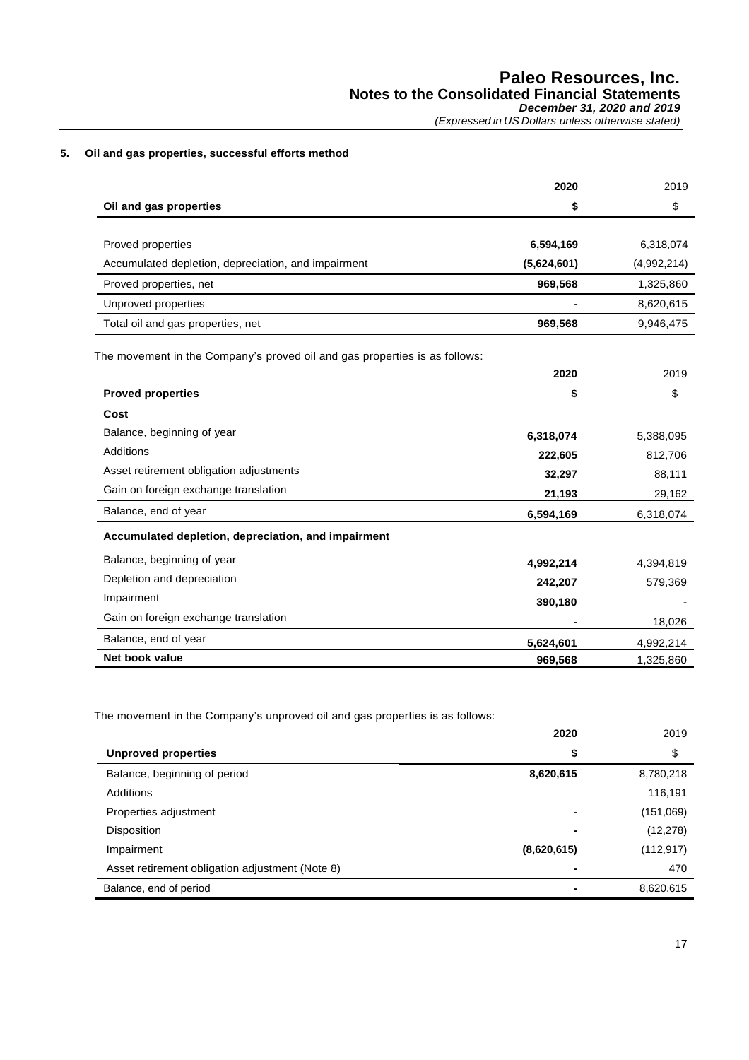## 5. Oil and gas properties, successful efforts method

| Oil and gas properties | 2020<br>$ | 2019<br>$ |
|---|---|---|
| Proved properties | 6,594,169 | 6,318,074 |
| Accumulated depletion, depreciation, and impairment | (5,624,601) | (4,992,214) |
| Proved properties, net | 969,568 | 1,325,860 |
| Unproved properties | - | 8,620,615 |
| Total oil and gas properties, net | 969,568 | 9,946,475 |

The movement in the Company's proved oil and gas properties is as follows:

| Proved properties | 2020<br>$ | 2019<br>$ |
|---|---|---|
| **Cost** | | |
| Balance, beginning of year | 6,318,074 | 5,388,095 |
| Additions | 222,605 | 812,706 |
| Asset retirement obligation adjustments | 32,297 | 88,111 |
| Gain on foreign exchange translation | 21,193 | 29,162 |
| Balance, end of year | 6,594,169 | 6,318,074 |
| **Accumulated depletion, depreciation, and impairment** | | |
| Balance, beginning of year | 4,992,214 | 4,394,819 |
| Depletion and depreciation | 242,207 | 579,369 |
| Impairment | 390,180 | - |
| Gain on foreign exchange translation | - | 18,026 |
| Balance, end of year | 5,624,601 | 4,992,214 |
| **Net book value** | 969,568 | 1,325,860 |

The movement in the Company's unproved oil and gas properties is as follows:

| Unproved properties | 2020<br>$ | 2019<br>$ |
|---|---|---|
| Balance, beginning of period | 8,620,615 | 8,780,218 |
| Additions | | 116,191 |
| Properties adjustment | - | (151,069) |
| Disposition | - | (12,278) |
| Impairment | (8,620,615) | (112,917) |
| Asset retirement obligation adjustment (Note 8) | - | 470 |
| Balance, end of period | - | 8,620,615 |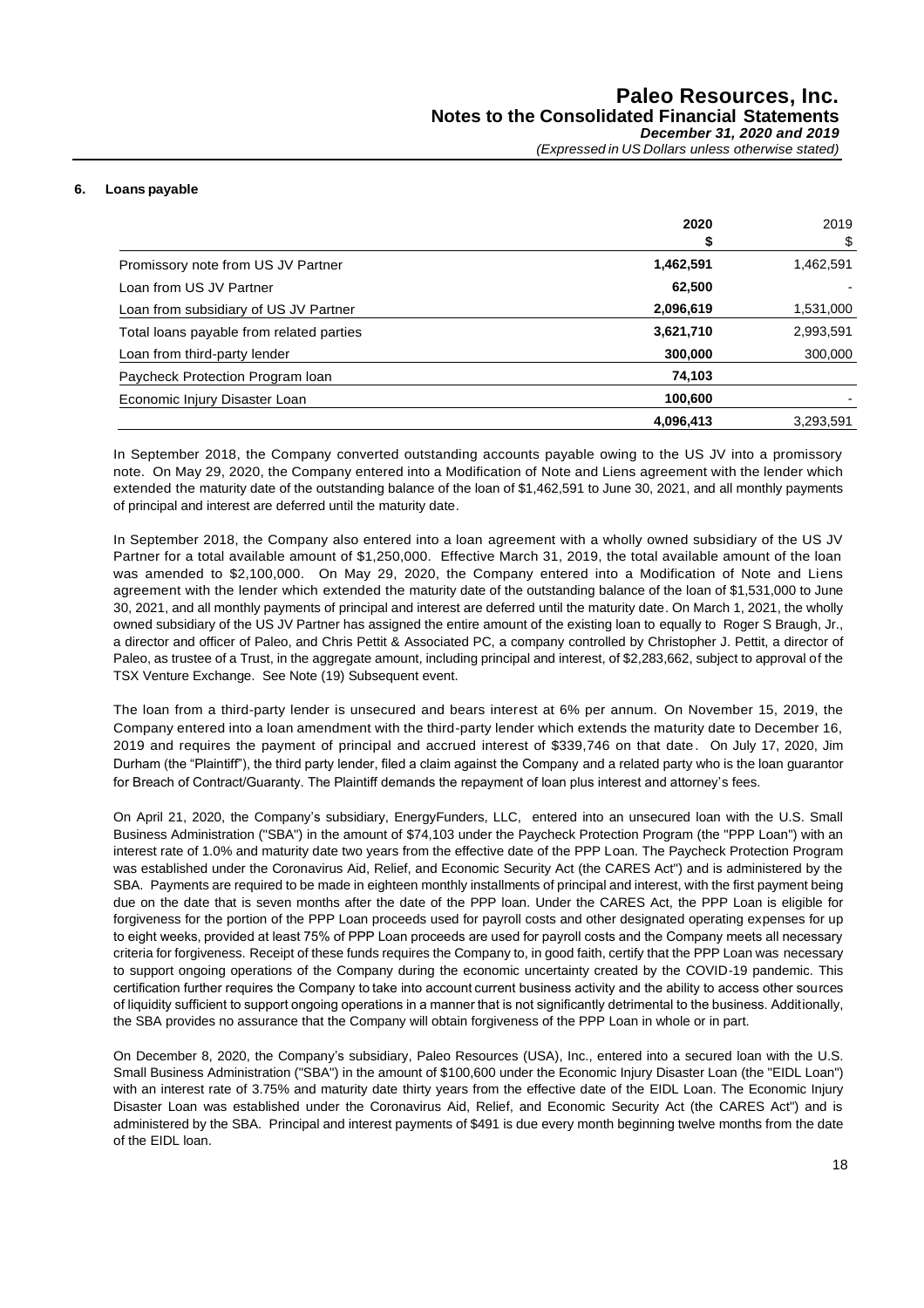### 6. Loans payable

| | 2020 | 2019 |
|---|---|---|
| | **\$** | \$ |
| Promissory note from US JV Partner | **1,462,591** | 1,462,591 |
| Loan from US JV Partner | **62,500** | - |
| Loan from subsidiary of US JV Partner | **2,096,619** | 1,531,000 |
| Total loans payable from related parties | **3,621,710** | 2,993,591 |
| Loan from third-party lender | **300,000** | 300,000 |
| Paycheck Protection Program loan | **74,103** | |
| Economic Injury Disaster Loan | **100,600** | - |
| | **4,096,413** | 3,293,591 |

In September 2018, the Company converted outstanding accounts payable owing to the US JV into a promissory note. On May 29, 2020, the Company entered into a Modification of Note and Liens agreement with the lender which extended the maturity date of the outstanding balance of the loan of \$1,462,591 to June 30, 2021, and all monthly payments of principal and interest are deferred until the maturity date.

In September 2018, the Company also entered into a loan agreement with a wholly owned subsidiary of the US JV Partner for a total available amount of \$1,250,000. Effective March 31, 2019, the total available amount of the loan was amended to \$2,100,000. On May 29, 2020, the Company entered into a Modification of Note and Liens agreement with the lender which extended the maturity date of the outstanding balance of the loan of \$1,531,000 to June 30, 2021, and all monthly payments of principal and interest are deferred until the maturity date. On March 1, 2021, the wholly owned subsidiary of the US JV Partner has assigned the entire amount of the existing loan to equally to Roger S Braugh, Jr., a director and officer of Paleo, and Chris Pettit & Associated PC, a company controlled by Christopher J. Pettit, a director of Paleo, as trustee of a Trust, in the aggregate amount, including principal and interest, of \$2,283,662, subject to approval of the TSX Venture Exchange. See Note (19) Subsequent event.

The loan from a third-party lender is unsecured and bears interest at 6% per annum. On November 15, 2019, the Company entered into a loan amendment with the third-party lender which extends the maturity date to December 16, 2019 and requires the payment of principal and accrued interest of \$339,746 on that date. On July 17, 2020, Jim Durham (the "Plaintiff"), the third party lender, filed a claim against the Company and a related party who is the loan guarantor for Breach of Contract/Guaranty. The Plaintiff demands the repayment of loan plus interest and attorney's fees.

On April 21, 2020, the Company's subsidiary, EnergyFunders, LLC, entered into an unsecured loan with the U.S. Small Business Administration ("SBA") in the amount of \$74,103 under the Paycheck Protection Program (the "PPP Loan") with an interest rate of 1.0% and maturity date two years from the effective date of the PPP Loan. The Paycheck Protection Program was established under the Coronavirus Aid, Relief, and Economic Security Act (the CARES Act") and is administered by the SBA. Payments are required to be made in eighteen monthly installments of principal and interest, with the first payment being due on the date that is seven months after the date of the PPP loan. Under the CARES Act, the PPP Loan is eligible for forgiveness for the portion of the PPP Loan proceeds used for payroll costs and other designated operating expenses for up to eight weeks, provided at least 75% of PPP Loan proceeds are used for payroll costs and the Company meets all necessary criteria for forgiveness. Receipt of these funds requires the Company to, in good faith, certify that the PPP Loan was necessary to support ongoing operations of the Company during the economic uncertainty created by the COVID-19 pandemic. This certification further requires the Company to take into account current business activity and the ability to access other sources of liquidity sufficient to support ongoing operations in a manner that is not significantly detrimental to the business. Additionally, the SBA provides no assurance that the Company will obtain forgiveness of the PPP Loan in whole or in part.

On December 8, 2020, the Company's subsidiary, Paleo Resources (USA), Inc., entered into a secured loan with the U.S. Small Business Administration ("SBA") in the amount of \$100,600 under the Economic Injury Disaster Loan (the "EIDL Loan") with an interest rate of 3.75% and maturity date thirty years from the effective date of the EIDL Loan. The Economic Injury Disaster Loan was established under the Coronavirus Aid, Relief, and Economic Security Act (the CARES Act") and is administered by the SBA. Principal and interest payments of \$491 is due every month beginning twelve months from the date of the EIDL loan.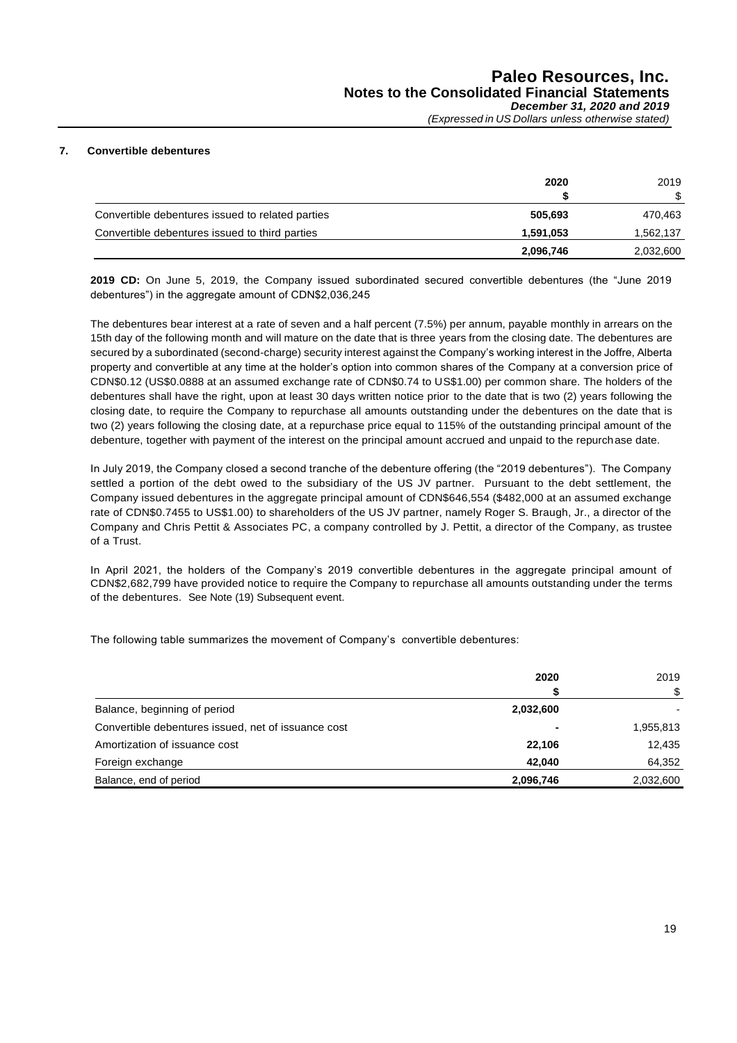## 7. Convertible debentures

| | **2020** | 2019 |
|---|---|---|
| | **$** | $ |
| Convertible debentures issued to related parties | **505,693** | 470,463 |
| Convertible debentures issued to third parties | **1,591,053** | 1,562,137 |
| | **2,096,746** | 2,032,600 |

**2019 CD:** On June 5, 2019, the Company issued subordinated secured convertible debentures (the "June 2019 debentures") in the aggregate amount of CDN$2,036,245

The debentures bear interest at a rate of seven and a half percent (7.5%) per annum, payable monthly in arrears on the 15th day of the following month and will mature on the date that is three years from the closing date. The debentures are secured by a subordinated (second-charge) security interest against the Company's working interest in the Joffre, Alberta property and convertible at any time at the holder's option into common shares of the Company at a conversion price of CDN$0.12 (US$0.0888 at an assumed exchange rate of CDN$0.74 to US$1.00) per common share. The holders of the debentures shall have the right, upon at least 30 days written notice prior to the date that is two (2) years following the closing date, to require the Company to repurchase all amounts outstanding under the debentures on the date that is two (2) years following the closing date, at a repurchase price equal to 115% of the outstanding principal amount of the debenture, together with payment of the interest on the principal amount accrued and unpaid to the repurchase date.

In July 2019, the Company closed a second tranche of the debenture offering (the "2019 debentures"). The Company settled a portion of the debt owed to the subsidiary of the US JV partner. Pursuant to the debt settlement, the Company issued debentures in the aggregate principal amount of CDN$646,554 ($482,000 at an assumed exchange rate of CDN$0.7455 to US$1.00) to shareholders of the US JV partner, namely Roger S. Braugh, Jr., a director of the Company and Chris Pettit & Associates PC, a company controlled by J. Pettit, a director of the Company, as trustee of a Trust.

In April 2021, the holders of the Company's 2019 convertible debentures in the aggregate principal amount of CDN$2,682,799 have provided notice to require the Company to repurchase all amounts outstanding under the terms of the debentures. See Note (19) Subsequent event.

The following table summarizes the movement of Company's convertible debentures:

| | **2020** | 2019 |
|---|---|---|
| | **$** | $ |
| Balance, beginning of period | **2,032,600** | - |
| Convertible debentures issued, net of issuance cost | **-** | 1,955,813 |
| Amortization of issuance cost | **22,106** | 12,435 |
| Foreign exchange | **42,040** | 64,352 |
| Balance, end of period | **2,096,746** | 2,032,600 |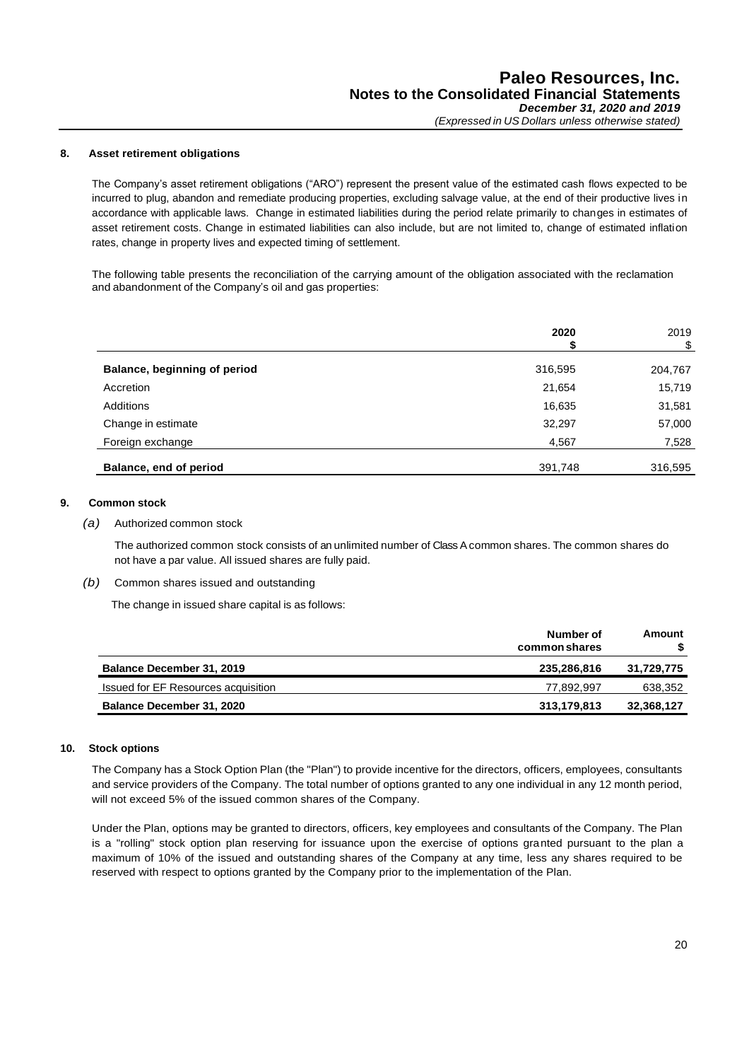## 8. Asset retirement obligations

The Company's asset retirement obligations ("ARO") represent the present value of the estimated cash flows expected to be incurred to plug, abandon and remediate producing properties, excluding salvage value, at the end of their productive lives in accordance with applicable laws. Change in estimated liabilities during the period relate primarily to changes in estimates of asset retirement costs. Change in estimated liabilities can also include, but are not limited to, change of estimated inflation rates, change in property lives and expected timing of settlement.

The following table presents the reconciliation of the carrying amount of the obligation associated with the reclamation and abandonment of the Company's oil and gas properties:

| | **2020** **$** | 2019 $ |
|---|---|---|
| **Balance, beginning of period** | 316,595 | 204,767 |
| Accretion | 21,654 | 15,719 |
| Additions | 16,635 | 31,581 |
| Change in estimate | 32,297 | 57,000 |
| Foreign exchange | 4,567 | 7,528 |
| **Balance, end of period** | 391,748 | 316,595 |

## 9. Common stock

*(a)* Authorized common stock

The authorized common stock consists of an unlimited number of Class A common shares. The common shares do not have a par value. All issued shares are fully paid.

*(b)* Common shares issued and outstanding

The change in issued share capital is as follows:

| | **Number of common shares** | **Amount $** |
|---|---|---|
| **Balance December 31, 2019** | **235,286,816** | **31,729,775** |
| Issued for EF Resources acquisition | 77,892,997 | 638,352 |
| **Balance December 31, 2020** | **313,179,813** | **32,368,127** |

## 10. Stock options

The Company has a Stock Option Plan (the "Plan") to provide incentive for the directors, officers, employees, consultants and service providers of the Company. The total number of options granted to any one individual in any 12 month period, will not exceed 5% of the issued common shares of the Company.

Under the Plan, options may be granted to directors, officers, key employees and consultants of the Company. The Plan is a "rolling" stock option plan reserving for issuance upon the exercise of options granted pursuant to the plan a maximum of 10% of the issued and outstanding shares of the Company at any time, less any shares required to be reserved with respect to options granted by the Company prior to the implementation of the Plan.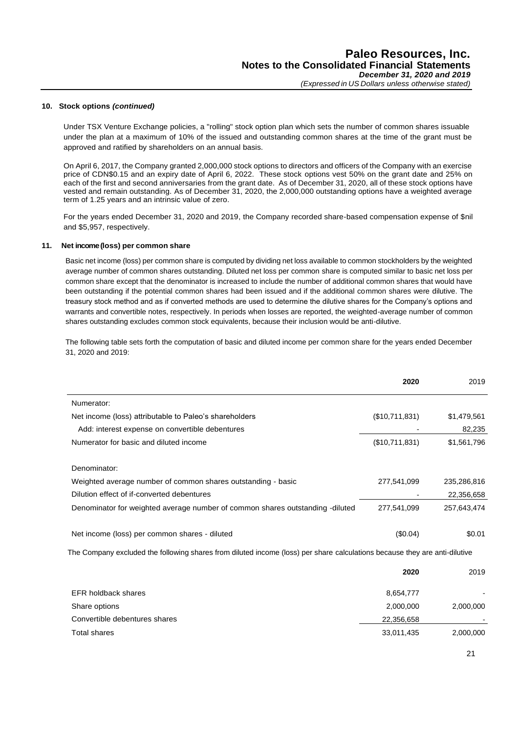### 10. Stock options *(continued)*

Under TSX Venture Exchange policies, a "rolling" stock option plan which sets the number of common shares issuable under the plan at a maximum of 10% of the issued and outstanding common shares at the time of the grant must be approved and ratified by shareholders on an annual basis.

On April 6, 2017, the Company granted 2,000,000 stock options to directors and officers of the Company with an exercise price of CDN$0.15 and an expiry date of April 6, 2022. These stock options vest 50% on the grant date and 25% on each of the first and second anniversaries from the grant date. As of December 31, 2020, all of these stock options have vested and remain outstanding. As of December 31, 2020, the 2,000,000 outstanding options have a weighted average term of 1.25 years and an intrinsic value of zero.

For the years ended December 31, 2020 and 2019, the Company recorded share-based compensation expense of $nil and $5,957, respectively.

### 11. Net income (loss) per common share

Basic net income (loss) per common share is computed by dividing net loss available to common stockholders by the weighted average number of common shares outstanding. Diluted net loss per common share is computed similar to basic net loss per common share except that the denominator is increased to include the number of additional common shares that would have been outstanding if the potential common shares had been issued and if the additional common shares were dilutive. The treasury stock method and as if converted methods are used to determine the dilutive shares for the Company's options and warrants and convertible notes, respectively. In periods when losses are reported, the weighted-average number of common shares outstanding excludes common stock equivalents, because their inclusion would be anti-dilutive.

The following table sets forth the computation of basic and diluted income per common share for the years ended December 31, 2020 and 2019:

| | **2020** | 2019 |
|---|---|---|
| Numerator: | | |
| Net income (loss) attributable to Paleo's shareholders | ($10,711,831) | $1,479,561 |
| Add: interest expense on convertible debentures | - | 82,235 |
| Numerator for basic and diluted income | ($10,711,831) | $1,561,796 |
| Denominator: | | |
| Weighted average number of common shares outstanding - basic | 277,541,099 | 235,286,816 |
| Dilution effect of if-converted debentures | - | 22,356,658 |
| Denominator for weighted average number of common shares outstanding -diluted | 277,541,099 | 257,643,474 |
| Net income (loss) per common shares - diluted | ($0.04) | $0.01 |

The Company excluded the following shares from diluted income (loss) per share calculations because they are anti-dilutive

| | **2020** | 2019 |
|---|---|---|
| EFR holdback shares | 8,654,777 | - |
| Share options | 2,000,000 | 2,000,000 |
| Convertible debentures shares | 22,356,658 | - |
| Total shares | 33,011,435 | 2,000,000 |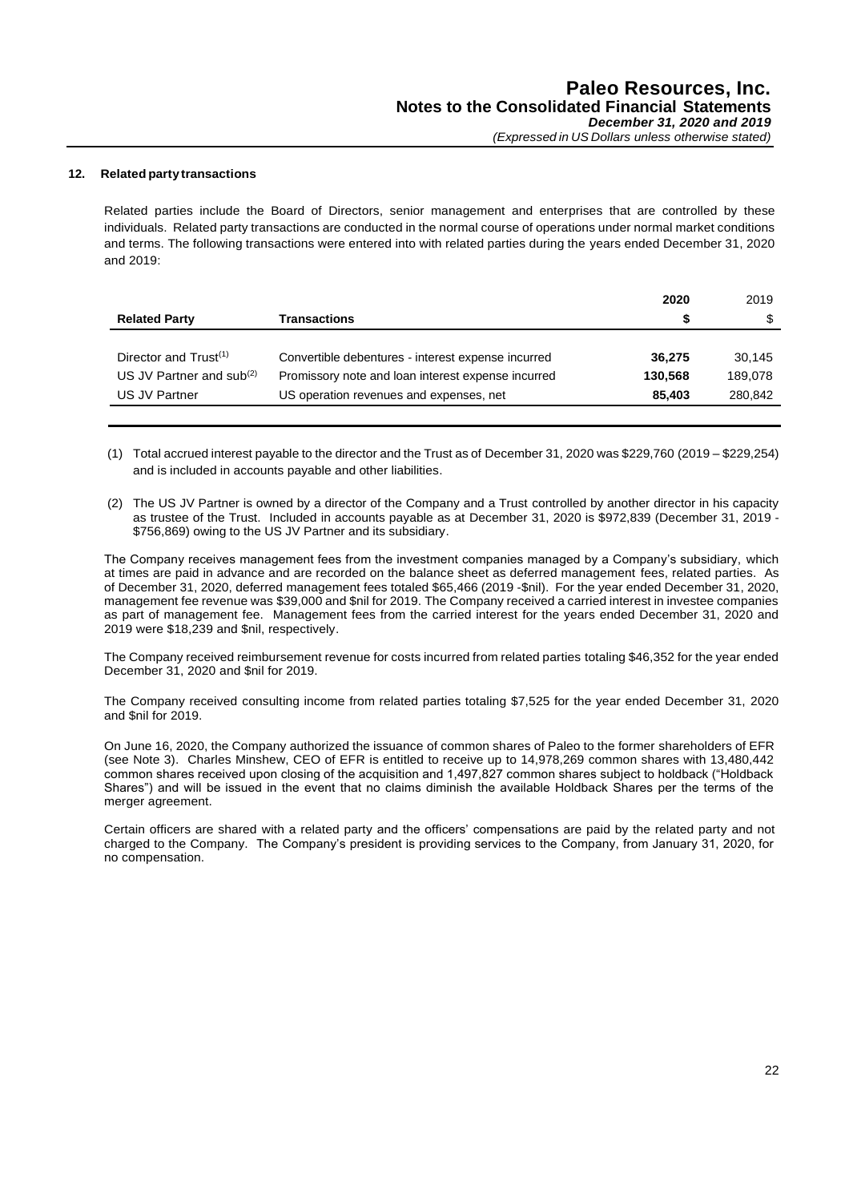## 12. Related party transactions

Related parties include the Board of Directors, senior management and enterprises that are controlled by these individuals. Related party transactions are conducted in the normal course of operations under normal market conditions and terms. The following transactions were entered into with related parties during the years ended December 31, 2020 and 2019:

| Related Party | Transactions | 2020<br>$ | 2019<br>$ |
|---|---|---|---|
| Director and Trust[1] | Convertible debentures - interest expense incurred | **36,275** | 30,145 |
| US JV Partner and sub[2] | Promissory note and loan interest expense incurred | **130,568** | 189,078 |
| US JV Partner | US operation revenues and expenses, net | **85,403** | 280,842 |

(1) Total accrued interest payable to the director and the Trust as of December 31, 2020 was $229,760 (2019 – $229,254) and is included in accounts payable and other liabilities.

(2) The US JV Partner is owned by a director of the Company and a Trust controlled by another director in his capacity as trustee of the Trust. Included in accounts payable as at December 31, 2020 is $972,839 (December 31, 2019 - $756,869) owing to the US JV Partner and its subsidiary.

The Company receives management fees from the investment companies managed by a Company's subsidiary, which at times are paid in advance and are recorded on the balance sheet as deferred management fees, related parties. As of December 31, 2020, deferred management fees totaled $65,466 (2019 -$nil). For the year ended December 31, 2020, management fee revenue was $39,000 and $nil for 2019. The Company received a carried interest in investee companies as part of management fee. Management fees from the carried interest for the years ended December 31, 2020 and 2019 were $18,239 and $nil, respectively.

The Company received reimbursement revenue for costs incurred from related parties totaling $46,352 for the year ended December 31, 2020 and $nil for 2019.

The Company received consulting income from related parties totaling $7,525 for the year ended December 31, 2020 and $nil for 2019.

On June 16, 2020, the Company authorized the issuance of common shares of Paleo to the former shareholders of EFR (see Note 3). Charles Minshew, CEO of EFR is entitled to receive up to 14,978,269 common shares with 13,480,442 common shares received upon closing of the acquisition and 1,497,827 common shares subject to holdback ("Holdback Shares") and will be issued in the event that no claims diminish the available Holdback Shares per the terms of the merger agreement.

Certain officers are shared with a related party and the officers' compensations are paid by the related party and not charged to the Company. The Company's president is providing services to the Company, from January 31, 2020, for no compensation.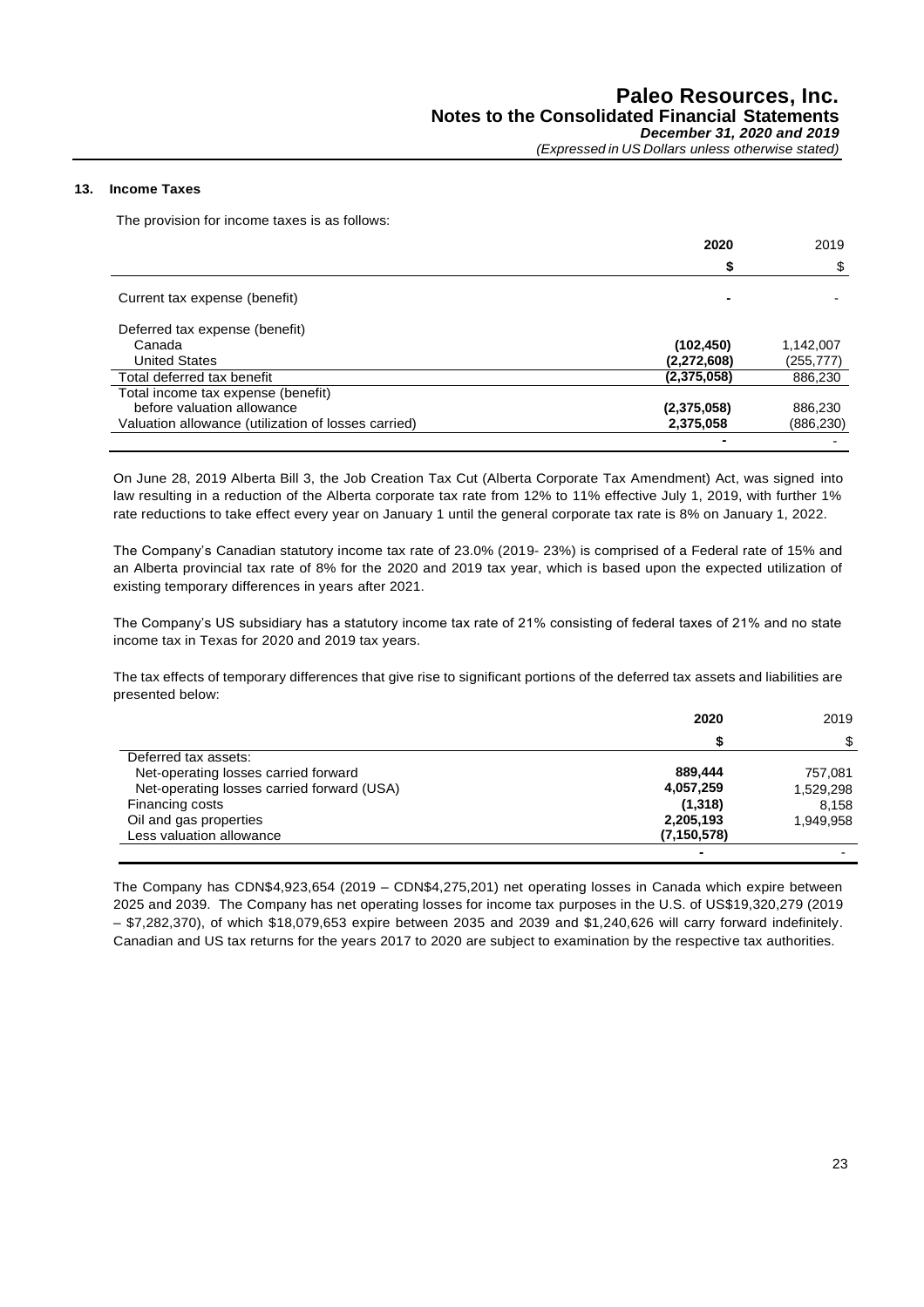## 13. Income Taxes

The provision for income taxes is as follows:

| | 2020 | 2019 |
|---|---|---|
| | **$** | $ |
| Current tax expense (benefit) | **-** | - |
| Deferred tax expense (benefit) | | |
| Canada | **(102,450)** | 1,142,007 |
| United States | **(2,272,608)** | (255,777) |
| Total deferred tax benefit | **(2,375,058)** | 886,230 |
| Total income tax expense (benefit) before valuation allowance | **(2,375,058)** | 886,230 |
| Valuation allowance (utilization of losses carried) | **2,375,058** | (886,230) |
| | **-** | - |

On June 28, 2019 Alberta Bill 3, the Job Creation Tax Cut (Alberta Corporate Tax Amendment) Act, was signed into law resulting in a reduction of the Alberta corporate tax rate from 12% to 11% effective July 1, 2019, with further 1% rate reductions to take effect every year on January 1 until the general corporate tax rate is 8% on January 1, 2022.

The Company's Canadian statutory income tax rate of 23.0% (2019- 23%) is comprised of a Federal rate of 15% and an Alberta provincial tax rate of 8% for the 2020 and 2019 tax year, which is based upon the expected utilization of existing temporary differences in years after 2021.

The Company's US subsidiary has a statutory income tax rate of 21% consisting of federal taxes of 21% and no state income tax in Texas for 2020 and 2019 tax years.

The tax effects of temporary differences that give rise to significant portions of the deferred tax assets and liabilities are presented below:

| | 2020 | 2019 |
|---|---|---|
| | **$** | $ |
| Deferred tax assets: | | |
| Net-operating losses carried forward | **889,444** | 757,081 |
| Net-operating losses carried forward (USA) | **4,057,259** | 1,529,298 |
| Financing costs | **(1,318)** | 8,158 |
| Oil and gas properties | **2,205,193** | 1,949,958 |
| Less valuation allowance | **(7,150,578)** | |
| | **-** | - |

The Company has CDN$4,923,654 (2019 – CDN$4,275,201) net operating losses in Canada which expire between 2025 and 2039. The Company has net operating losses for income tax purposes in the U.S. of US$19,320,279 (2019 – $7,282,370), of which $18,079,653 expire between 2035 and 2039 and $1,240,626 will carry forward indefinitely. Canadian and US tax returns for the years 2017 to 2020 are subject to examination by the respective tax authorities.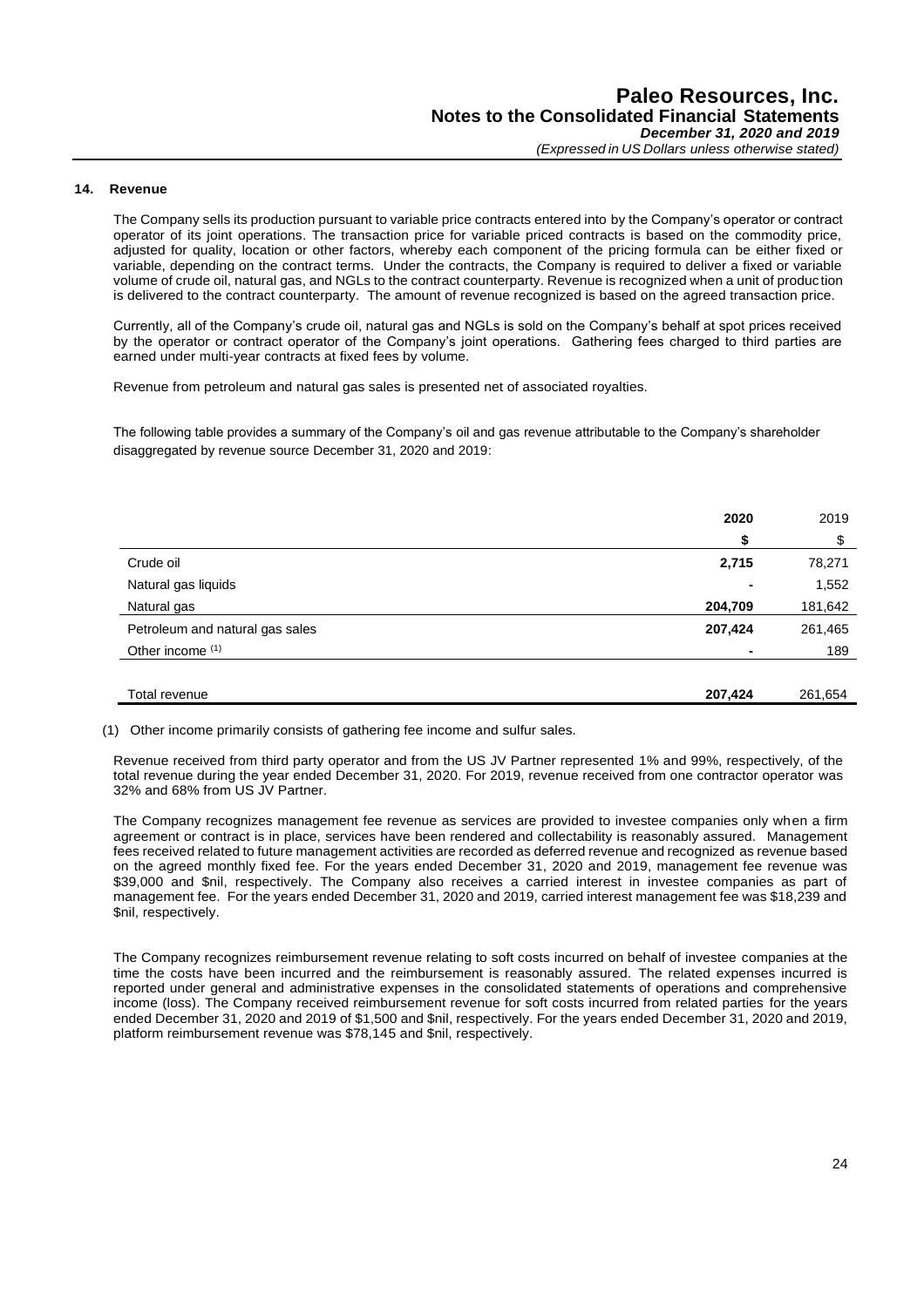## 14. Revenue

The Company sells its production pursuant to variable price contracts entered into by the Company's operator or contract operator of its joint operations. The transaction price for variable priced contracts is based on the commodity price, adjusted for quality, location or other factors, whereby each component of the pricing formula can be either fixed or variable, depending on the contract terms. Under the contracts, the Company is required to deliver a fixed or variable volume of crude oil, natural gas, and NGLs to the contract counterparty. Revenue is recognized when a unit of production is delivered to the contract counterparty. The amount of revenue recognized is based on the agreed transaction price.

Currently, all of the Company's crude oil, natural gas and NGLs is sold on the Company's behalf at spot prices received by the operator or contract operator of the Company's joint operations. Gathering fees charged to third parties are earned under multi-year contracts at fixed fees by volume.

Revenue from petroleum and natural gas sales is presented net of associated royalties.

The following table provides a summary of the Company's oil and gas revenue attributable to the Company's shareholder disaggregated by revenue source December 31, 2020 and 2019:

| | **2020** | 2019 |
|---|---|---|
| | **$** | $ |
| Crude oil | **2,715** | 78,271 |
| Natural gas liquids | **-** | 1,552 |
| Natural gas | **204,709** | 181,642 |
| Petroleum and natural gas sales | **207,424** | 261,465 |
| Other income (1) | **-** | 189 |
| Total revenue | **207,424** | 261,654 |

(1) Other income primarily consists of gathering fee income and sulfur sales.

Revenue received from third party operator and from the US JV Partner represented 1% and 99%, respectively, of the total revenue during the year ended December 31, 2020. For 2019, revenue received from one contractor operator was 32% and 68% from US JV Partner.

The Company recognizes management fee revenue as services are provided to investee companies only when a firm agreement or contract is in place, services have been rendered and collectability is reasonably assured. Management fees received related to future management activities are recorded as deferred revenue and recognized as revenue based on the agreed monthly fixed fee. For the years ended December 31, 2020 and 2019, management fee revenue was $39,000 and $nil, respectively. The Company also receives a carried interest in investee companies as part of management fee. For the years ended December 31, 2020 and 2019, carried interest management fee was $18,239 and $nil, respectively.

The Company recognizes reimbursement revenue relating to soft costs incurred on behalf of investee companies at the time the costs have been incurred and the reimbursement is reasonably assured. The related expenses incurred is reported under general and administrative expenses in the consolidated statements of operations and comprehensive income (loss). The Company received reimbursement revenue for soft costs incurred from related parties for the years ended December 31, 2020 and 2019 of $1,500 and $nil, respectively. For the years ended December 31, 2020 and 2019, platform reimbursement revenue was $78,145 and $nil, respectively.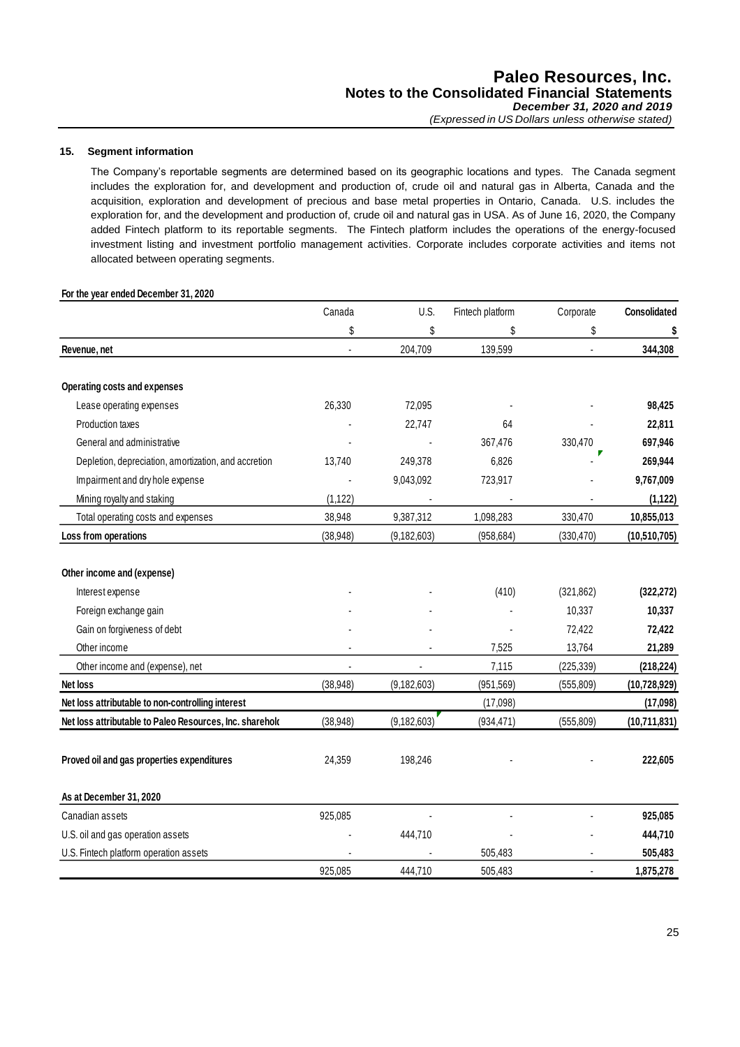## 15. Segment information

The Company's reportable segments are determined based on its geographic locations and types. The Canada segment includes the exploration for, and development and production of, crude oil and natural gas in Alberta, Canada and the acquisition, exploration and development of precious and base metal properties in Ontario, Canada. U.S. includes the exploration for, and the development and production of, crude oil and natural gas in USA. As of June 16, 2020, the Company added Fintech platform to its reportable segments. The Fintech platform includes the operations of the energy-focused investment listing and investment portfolio management activities. Corporate includes corporate activities and items not allocated between operating segments.

**For the year ended December 31, 2020**

| | Canada | U.S. | Fintech platform | Corporate | **Consolidated** |
|---|---|---|---|---|---|
| | $ | $ | $ | $ | **$** |
| **Revenue, net** | - | 204,709 | 139,599 | - | **344,308** |
| **Operating costs and expenses** | | | | | |
| Lease operating expenses | 26,330 | 72,095 | - | - | **98,425** |
| Production taxes | - | 22,747 | 64 | - | **22,811** |
| General and administrative | - | - | 367,476 | 330,470 | **697,946** |
| Depletion, depreciation, amortization, and accretion | 13,740 | 249,378 | 6,826 | - | **269,944** |
| Impairment and dry hole expense | - | 9,043,092 | 723,917 | - | **9,767,009** |
| Mining royalty and staking | (1,122) | - | - | - | **(1,122)** |
| Total operating costs and expenses | 38,948 | 9,387,312 | 1,098,283 | 330,470 | **10,855,013** |
| **Loss from operations** | (38,948) | (9,182,603) | (958,684) | (330,470) | **(10,510,705)** |
| **Other income and (expense)** | | | | | |
| Interest expense | - | - | (410) | (321,862) | **(322,272)** |
| Foreign exchange gain | - | - | - | 10,337 | **10,337** |
| Gain on forgiveness of debt | - | - | - | 72,422 | **72,422** |
| Other income | - | - | 7,525 | 13,764 | **21,289** |
| Other income and (expense), net | - | - | 7,115 | (225,339) | **(218,224)** |
| **Net loss** | (38,948) | (9,182,603) | (951,569) | (555,809) | **(10,728,929)** |
| **Net loss attributable to non-controlling interest** | | | (17,098) | | **(17,098)** |
| **Net loss attributable to Paleo Resources, Inc. sharehold** | (38,948) | (9,182,603) | (934,471) | (555,809) | **(10,711,831)** |
| **Proved oil and gas properties expenditures** | 24,359 | 198,246 | - | - | **222,605** |
| **As at December 31, 2020** | | | | | |
| Canadian assets | 925,085 | - | - | - | **925,085** |
| U.S. oil and gas operation assets | - | 444,710 | - | - | **444,710** |
| U.S. Fintech platform operation assets | - | - | 505,483 | - | **505,483** |
| | 925,085 | 444,710 | 505,483 | - | **1,875,278** |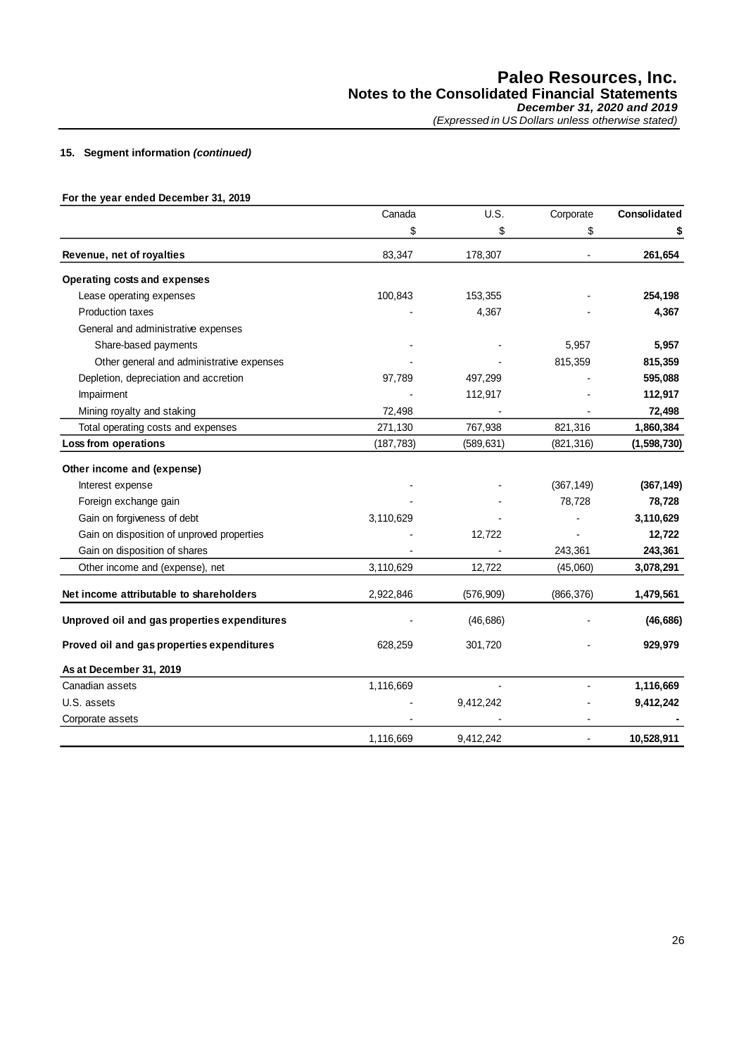#### 15. Segment information *(continued)*

**For the year ended December 31, 2019**

| | Canada | U.S. | Corporate | **Consolidated** |
|---|---|---|---|---|
| | $ | $ | $ | **$** |
| **Revenue, net of royalties** | 83,347 | 178,307 | - | **261,654** |
| **Operating costs and expenses** | | | | |
| Lease operating expenses | 100,843 | 153,355 | - | **254,198** |
| Production taxes | - | 4,367 | - | **4,367** |
| General and administrative expenses | | | | |
| Share-based payments | - | - | 5,957 | **5,957** |
| Other general and administrative expenses | - | - | 815,359 | **815,359** |
| Depletion, depreciation and accretion | 97,789 | 497,299 | - | **595,088** |
| Impairment | - | 112,917 | - | **112,917** |
| Mining royalty and staking | 72,498 | - | - | **72,498** |
| Total operating costs and expenses | 271,130 | 767,938 | 821,316 | **1,860,384** |
| **Loss from operations** | (187,783) | (589,631) | (821,316) | **(1,598,730)** |
| **Other income and (expense)** | | | | |
| Interest expense | - | - | (367,149) | **(367,149)** |
| Foreign exchange gain | - | - | 78,728 | **78,728** |
| Gain on forgiveness of debt | 3,110,629 | - | - | **3,110,629** |
| Gain on disposition of unproved properties | - | 12,722 | - | **12,722** |
| Gain on disposition of shares | - | - | 243,361 | **243,361** |
| Other income and (expense), net | 3,110,629 | 12,722 | (45,060) | **3,078,291** |
| **Net income attributable to shareholders** | 2,922,846 | (576,909) | (866,376) | **1,479,561** |
| **Unproved oil and gas properties expenditures** | - | (46,686) | - | **(46,686)** |
| **Proved oil and gas properties expenditures** | 628,259 | 301,720 | - | **929,979** |
| **As at December 31, 2019** | | | | |
| Canadian assets | 1,116,669 | - | - | **1,116,669** |
| U.S. assets | - | 9,412,242 | - | **9,412,242** |
| Corporate assets | - | - | - | **-** |
| | 1,116,669 | 9,412,242 | - | **10,528,911** |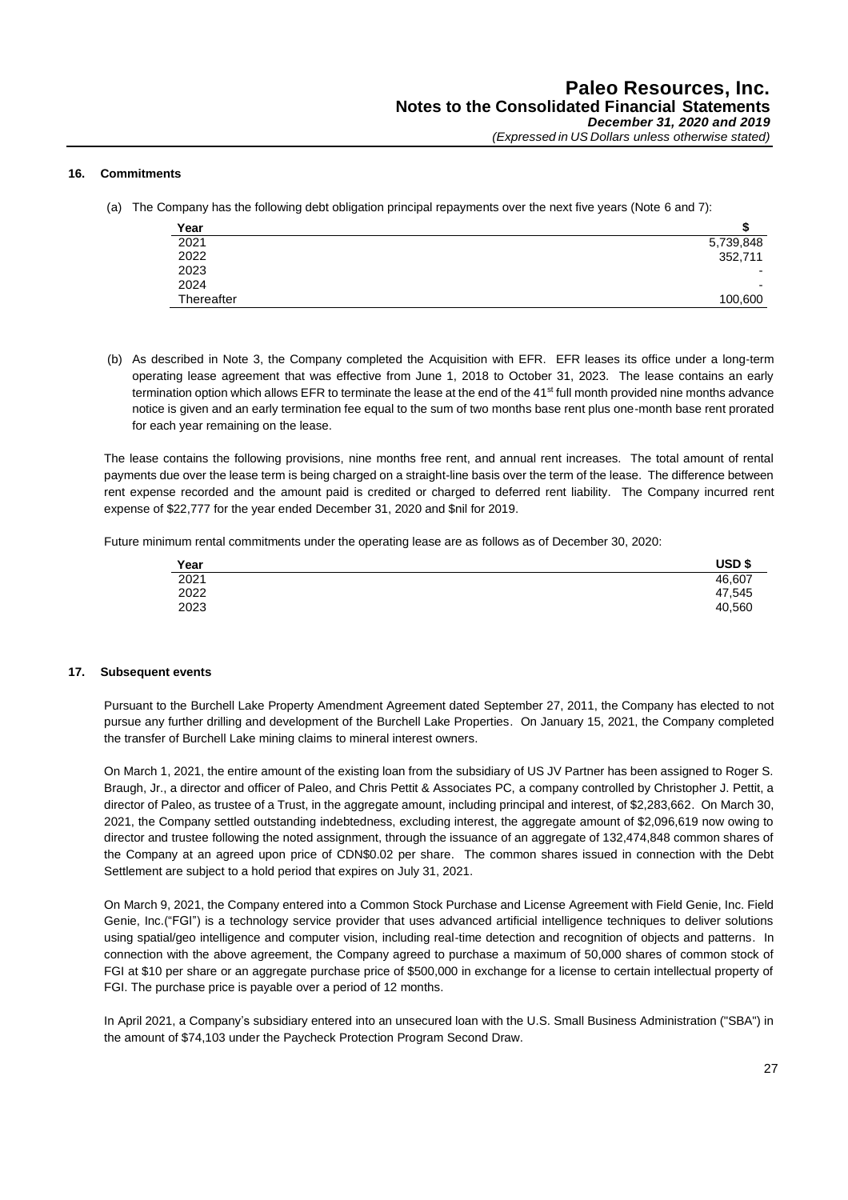### 16. Commitments

(a) The Company has the following debt obligation principal repayments over the next five years (Note 6 and 7):

| Year | $ |
|---|---|
| 2021 | 5,739,848 |
| 2022 | 352,711 |
| 2023 | - |
| 2024 | - |
| Thereafter | 100,600 |

(b) As described in Note 3, the Company completed the Acquisition with EFR. EFR leases its office under a long-term operating lease agreement that was effective from June 1, 2018 to October 31, 2023. The lease contains an early termination option which allows EFR to terminate the lease at the end of the 41st full month provided nine months advance notice is given and an early termination fee equal to the sum of two months base rent plus one-month base rent prorated for each year remaining on the lease.

The lease contains the following provisions, nine months free rent, and annual rent increases. The total amount of rental payments due over the lease term is being charged on a straight-line basis over the term of the lease. The difference between rent expense recorded and the amount paid is credited or charged to deferred rent liability. The Company incurred rent expense of $22,777 for the year ended December 31, 2020 and $nil for 2019.

Future minimum rental commitments under the operating lease are as follows as of December 30, 2020:

| Year | USD $ |
|---|---|
| 2021 | 46,607 |
| 2022 | 47,545 |
| 2023 | 40,560 |

### 17. Subsequent events

Pursuant to the Burchell Lake Property Amendment Agreement dated September 27, 2011, the Company has elected to not pursue any further drilling and development of the Burchell Lake Properties. On January 15, 2021, the Company completed the transfer of Burchell Lake mining claims to mineral interest owners.

On March 1, 2021, the entire amount of the existing loan from the subsidiary of US JV Partner has been assigned to Roger S. Braugh, Jr., a director and officer of Paleo, and Chris Pettit & Associates PC, a company controlled by Christopher J. Pettit, a director of Paleo, as trustee of a Trust, in the aggregate amount, including principal and interest, of $2,283,662. On March 30, 2021, the Company settled outstanding indebtedness, excluding interest, the aggregate amount of $2,096,619 now owing to director and trustee following the noted assignment, through the issuance of an aggregate of 132,474,848 common shares of the Company at an agreed upon price of CDN$0.02 per share. The common shares issued in connection with the Debt Settlement are subject to a hold period that expires on July 31, 2021.

On March 9, 2021, the Company entered into a Common Stock Purchase and License Agreement with Field Genie, Inc. Field Genie, Inc.("FGI") is a technology service provider that uses advanced artificial intelligence techniques to deliver solutions using spatial/geo intelligence and computer vision, including real-time detection and recognition of objects and patterns. In connection with the above agreement, the Company agreed to purchase a maximum of 50,000 shares of common stock of FGI at $10 per share or an aggregate purchase price of $500,000 in exchange for a license to certain intellectual property of FGI. The purchase price is payable over a period of 12 months.

In April 2021, a Company's subsidiary entered into an unsecured loan with the U.S. Small Business Administration ("SBA") in the amount of $74,103 under the Paycheck Protection Program Second Draw.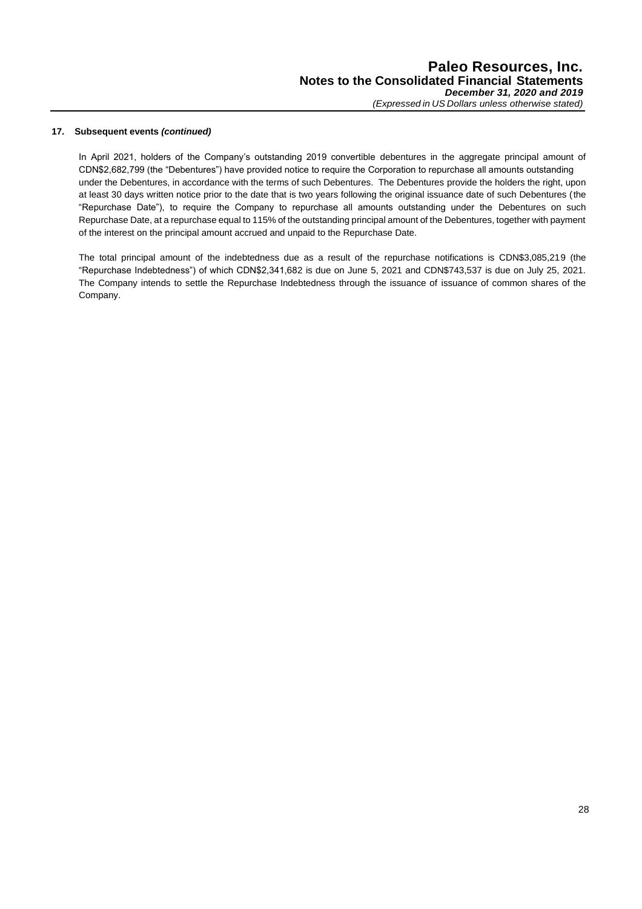## 17. Subsequent events *(continued)*

In April 2021, holders of the Company's outstanding 2019 convertible debentures in the aggregate principal amount of CDN$2,682,799 (the "Debentures") have provided notice to require the Corporation to repurchase all amounts outstanding under the Debentures, in accordance with the terms of such Debentures. The Debentures provide the holders the right, upon at least 30 days written notice prior to the date that is two years following the original issuance date of such Debentures (the "Repurchase Date"), to require the Company to repurchase all amounts outstanding under the Debentures on such Repurchase Date, at a repurchase equal to 115% of the outstanding principal amount of the Debentures, together with payment of the interest on the principal amount accrued and unpaid to the Repurchase Date.

The total principal amount of the indebtedness due as a result of the repurchase notifications is CDN$3,085,219 (the "Repurchase Indebtedness") of which CDN$2,341,682 is due on June 5, 2021 and CDN$743,537 is due on July 25, 2021. The Company intends to settle the Repurchase Indebtedness through the issuance of issuance of common shares of the Company.